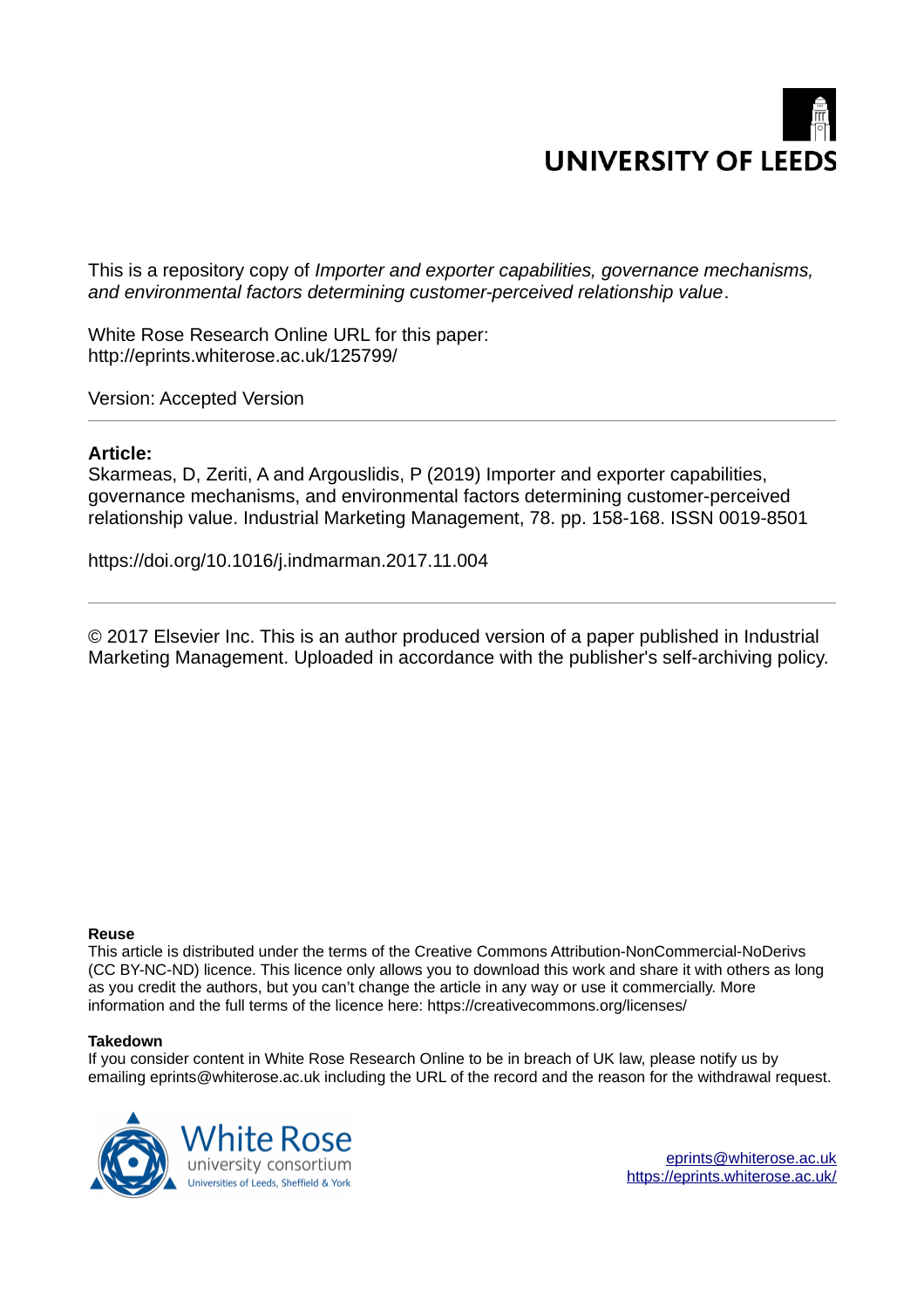UNIVERSITY OF LEEDS

This is a repository copy of *Importer and exporter capabilities, governance mechanisms, and environmental factors determining customer-perceived relationship value*.

White Rose Research Online URL for this paper:
http://eprints.whiterose.ac.uk/125799/

Version: Accepted Version

---

**Article:**

Skarmeas, D, Zeriti, A and Argouslidis, P (2019) Importer and exporter capabilities, governance mechanisms, and environmental factors determining customer-perceived relationship value. Industrial Marketing Management, 78. pp. 158-168. ISSN 0019-8501

https://doi.org/10.1016/j.indmarman.2017.11.004

---

© 2017 Elsevier Inc. This is an author produced version of a paper published in Industrial Marketing Management. Uploaded in accordance with the publisher's self-archiving policy.

**Reuse**

This article is distributed under the terms of the Creative Commons Attribution-NonCommercial-NoDerivs (CC BY-NC-ND) licence. This licence only allows you to download this work and share it with others as long as you credit the authors, but you can't change the article in any way or use it commercially. More information and the full terms of the licence here: https://creativecommons.org/licenses/

**Takedown**

If you consider content in White Rose Research Online to be in breach of UK law, please notify us by emailing eprints@whiterose.ac.uk including the URL of the record and the reason for the withdrawal request.

White Rose university consortium
Universities of Leeds, Sheffield & York

eprints@whiterose.ac.uk
https://eprints.whiterose.ac.uk/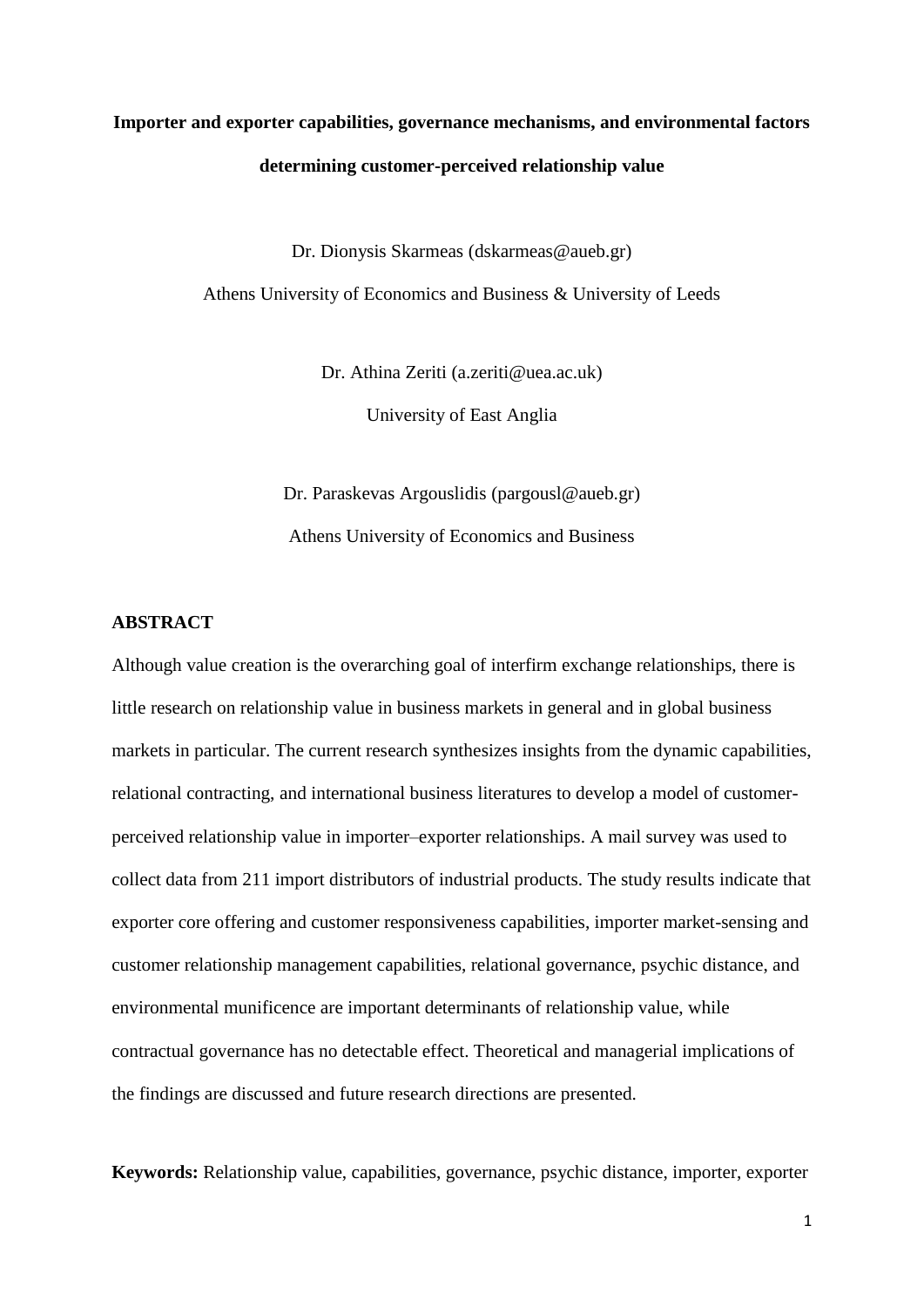# Importer and exporter capabilities, governance mechanisms, and environmental factors determining customer-perceived relationship value

Dr. Dionysis Skarmeas (dskarmeas@aueb.gr)

Athens University of Economics and Business & University of Leeds

Dr. Athina Zeriti (a.zeriti@uea.ac.uk)

University of East Anglia

Dr. Paraskevas Argouslidis (pargousl@aueb.gr)

Athens University of Economics and Business

## ABSTRACT

Although value creation is the overarching goal of interfirm exchange relationships, there is little research on relationship value in business markets in general and in global business markets in particular. The current research synthesizes insights from the dynamic capabilities, relational contracting, and international business literatures to develop a model of customer-perceived relationship value in importer–exporter relationships. A mail survey was used to collect data from 211 import distributors of industrial products. The study results indicate that exporter core offering and customer responsiveness capabilities, importer market-sensing and customer relationship management capabilities, relational governance, psychic distance, and environmental munificence are important determinants of relationship value, while contractual governance has no detectable effect. Theoretical and managerial implications of the findings are discussed and future research directions are presented.

**Keywords:** Relationship value, capabilities, governance, psychic distance, importer, exporter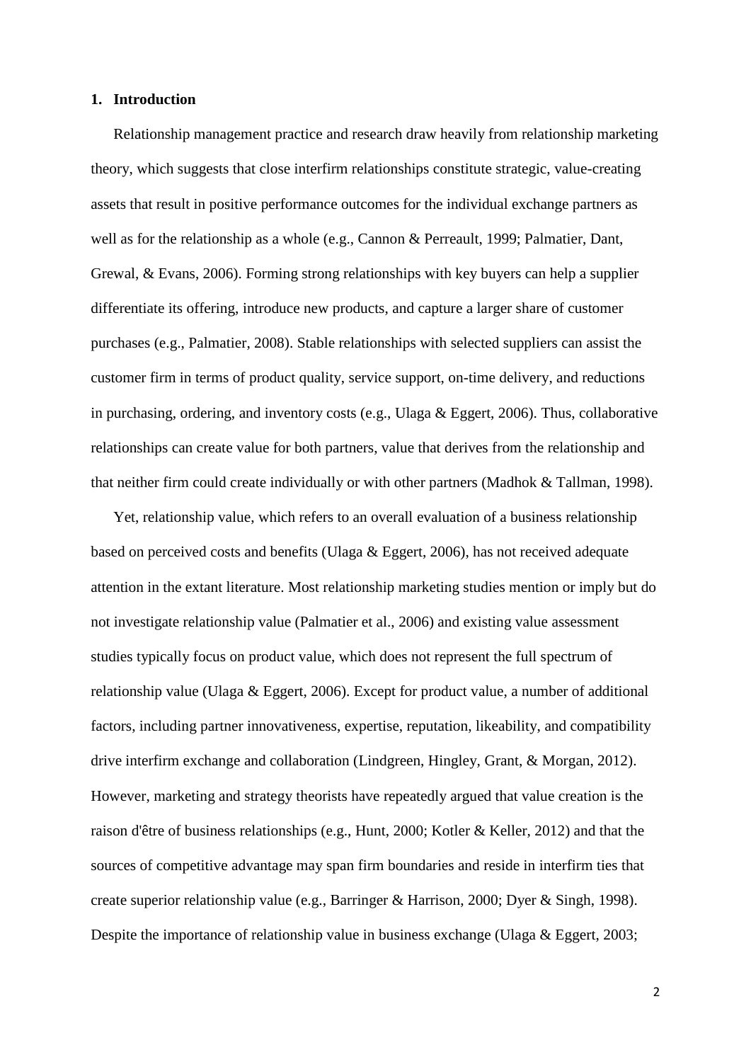## 1. Introduction

Relationship management practice and research draw heavily from relationship marketing theory, which suggests that close interfirm relationships constitute strategic, value-creating assets that result in positive performance outcomes for the individual exchange partners as well as for the relationship as a whole (e.g., Cannon & Perreault, 1999; Palmatier, Dant, Grewal, & Evans, 2006). Forming strong relationships with key buyers can help a supplier differentiate its offering, introduce new products, and capture a larger share of customer purchases (e.g., Palmatier, 2008). Stable relationships with selected suppliers can assist the customer firm in terms of product quality, service support, on-time delivery, and reductions in purchasing, ordering, and inventory costs (e.g., Ulaga & Eggert, 2006). Thus, collaborative relationships can create value for both partners, value that derives from the relationship and that neither firm could create individually or with other partners (Madhok & Tallman, 1998).

Yet, relationship value, which refers to an overall evaluation of a business relationship based on perceived costs and benefits (Ulaga & Eggert, 2006), has not received adequate attention in the extant literature. Most relationship marketing studies mention or imply but do not investigate relationship value (Palmatier et al., 2006) and existing value assessment studies typically focus on product value, which does not represent the full spectrum of relationship value (Ulaga & Eggert, 2006). Except for product value, a number of additional factors, including partner innovativeness, expertise, reputation, likeability, and compatibility drive interfirm exchange and collaboration (Lindgreen, Hingley, Grant, & Morgan, 2012). However, marketing and strategy theorists have repeatedly argued that value creation is the raison d'être of business relationships (e.g., Hunt, 2000; Kotler & Keller, 2012) and that the sources of competitive advantage may span firm boundaries and reside in interfirm ties that create superior relationship value (e.g., Barringer & Harrison, 2000; Dyer & Singh, 1998). Despite the importance of relationship value in business exchange (Ulaga & Eggert, 2003;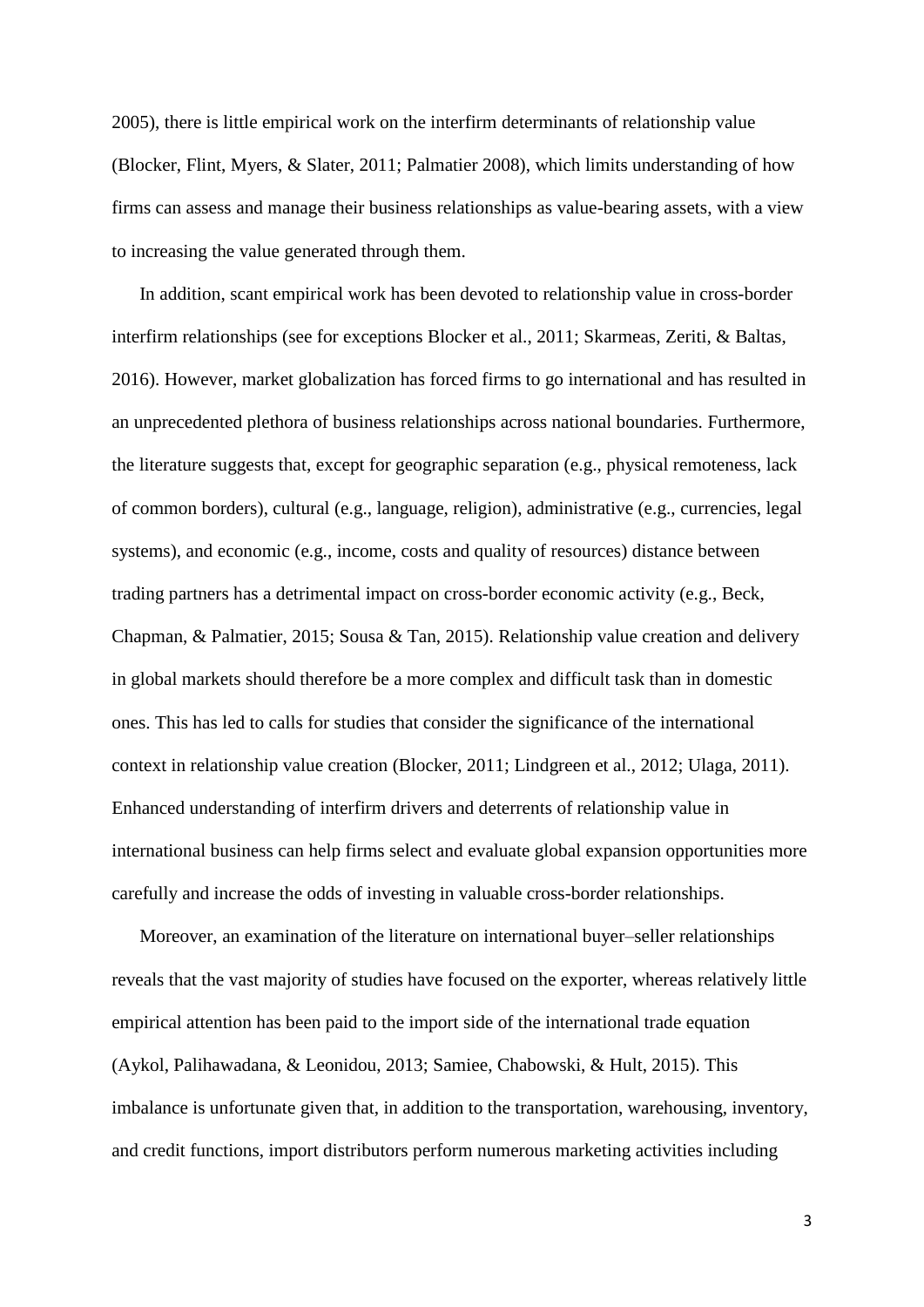2005), there is little empirical work on the interfirm determinants of relationship value (Blocker, Flint, Myers, & Slater, 2011; Palmatier 2008), which limits understanding of how firms can assess and manage their business relationships as value-bearing assets, with a view to increasing the value generated through them.

In addition, scant empirical work has been devoted to relationship value in cross-border interfirm relationships (see for exceptions Blocker et al., 2011; Skarmeas, Zeriti, & Baltas, 2016). However, market globalization has forced firms to go international and has resulted in an unprecedented plethora of business relationships across national boundaries. Furthermore, the literature suggests that, except for geographic separation (e.g., physical remoteness, lack of common borders), cultural (e.g., language, religion), administrative (e.g., currencies, legal systems), and economic (e.g., income, costs and quality of resources) distance between trading partners has a detrimental impact on cross-border economic activity (e.g., Beck, Chapman, & Palmatier, 2015; Sousa & Tan, 2015). Relationship value creation and delivery in global markets should therefore be a more complex and difficult task than in domestic ones. This has led to calls for studies that consider the significance of the international context in relationship value creation (Blocker, 2011; Lindgreen et al., 2012; Ulaga, 2011). Enhanced understanding of interfirm drivers and deterrents of relationship value in international business can help firms select and evaluate global expansion opportunities more carefully and increase the odds of investing in valuable cross-border relationships.

Moreover, an examination of the literature on international buyer–seller relationships reveals that the vast majority of studies have focused on the exporter, whereas relatively little empirical attention has been paid to the import side of the international trade equation (Aykol, Palihawadana, & Leonidou, 2013; Samiee, Chabowski, & Hult, 2015). This imbalance is unfortunate given that, in addition to the transportation, warehousing, inventory, and credit functions, import distributors perform numerous marketing activities including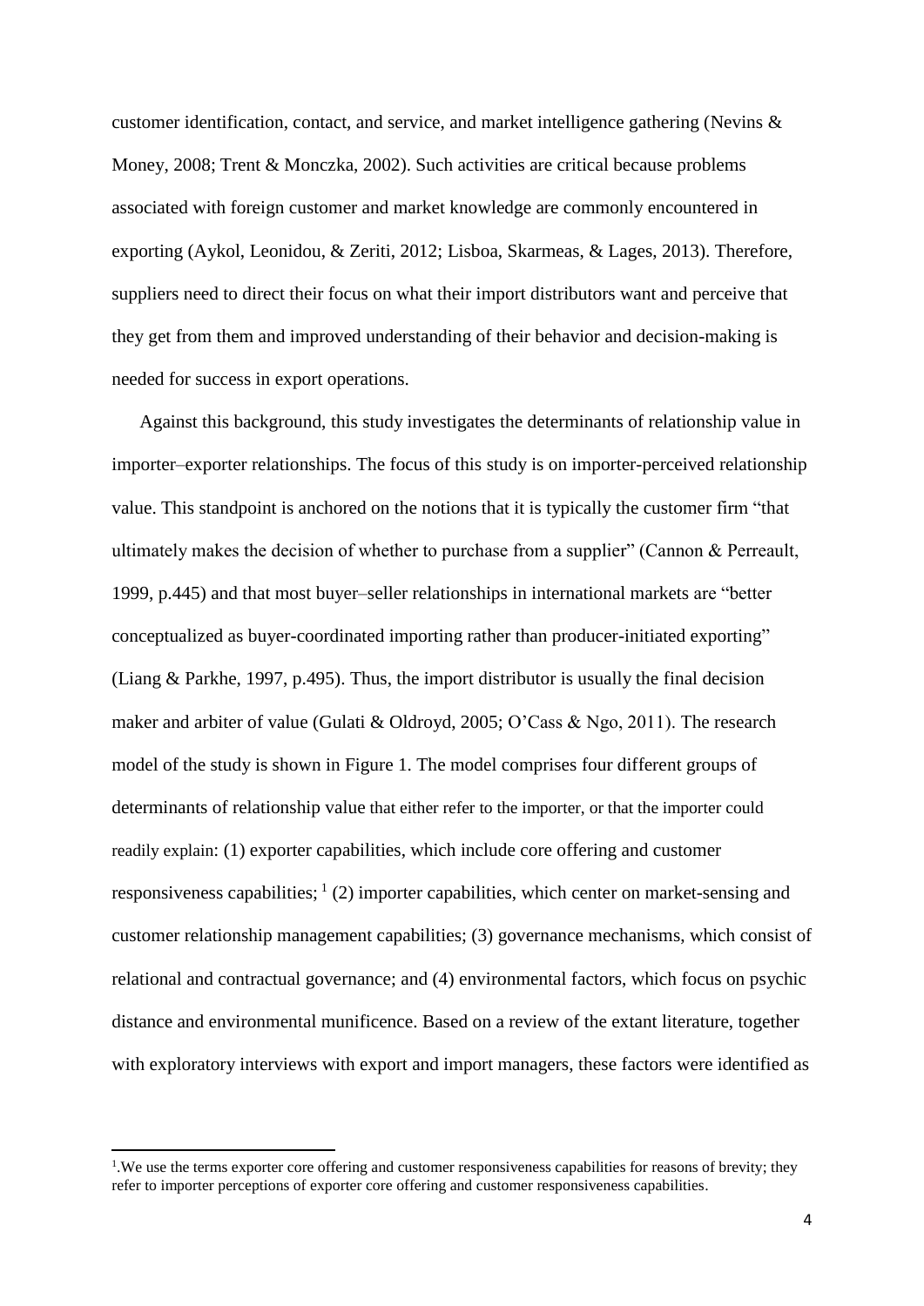customer identification, contact, and service, and market intelligence gathering (Nevins & Money, 2008; Trent & Monczka, 2002). Such activities are critical because problems associated with foreign customer and market knowledge are commonly encountered in exporting (Aykol, Leonidou, & Zeriti, 2012; Lisboa, Skarmeas, & Lages, 2013). Therefore, suppliers need to direct their focus on what their import distributors want and perceive that they get from them and improved understanding of their behavior and decision-making is needed for success in export operations.

Against this background, this study investigates the determinants of relationship value in importer–exporter relationships. The focus of this study is on importer-perceived relationship value. This standpoint is anchored on the notions that it is typically the customer firm "that ultimately makes the decision of whether to purchase from a supplier" (Cannon & Perreault, 1999, p.445) and that most buyer–seller relationships in international markets are "better conceptualized as buyer-coordinated importing rather than producer-initiated exporting" (Liang & Parkhe, 1997, p.495). Thus, the import distributor is usually the final decision maker and arbiter of value (Gulati & Oldroyd, 2005; O'Cass & Ngo, 2011). The research model of the study is shown in Figure 1. The model comprises four different groups of determinants of relationship value that either refer to the importer, or that the importer could readily explain: (1) exporter capabilities, which include core offering and customer responsiveness capabilities; [1] (2) importer capabilities, which center on market-sensing and customer relationship management capabilities; (3) governance mechanisms, which consist of relational and contractual governance; and (4) environmental factors, which focus on psychic distance and environmental munificence. Based on a review of the extant literature, together with exploratory interviews with export and import managers, these factors were identified as

[1].We use the terms exporter core offering and customer responsiveness capabilities for reasons of brevity; they refer to importer perceptions of exporter core offering and customer responsiveness capabilities.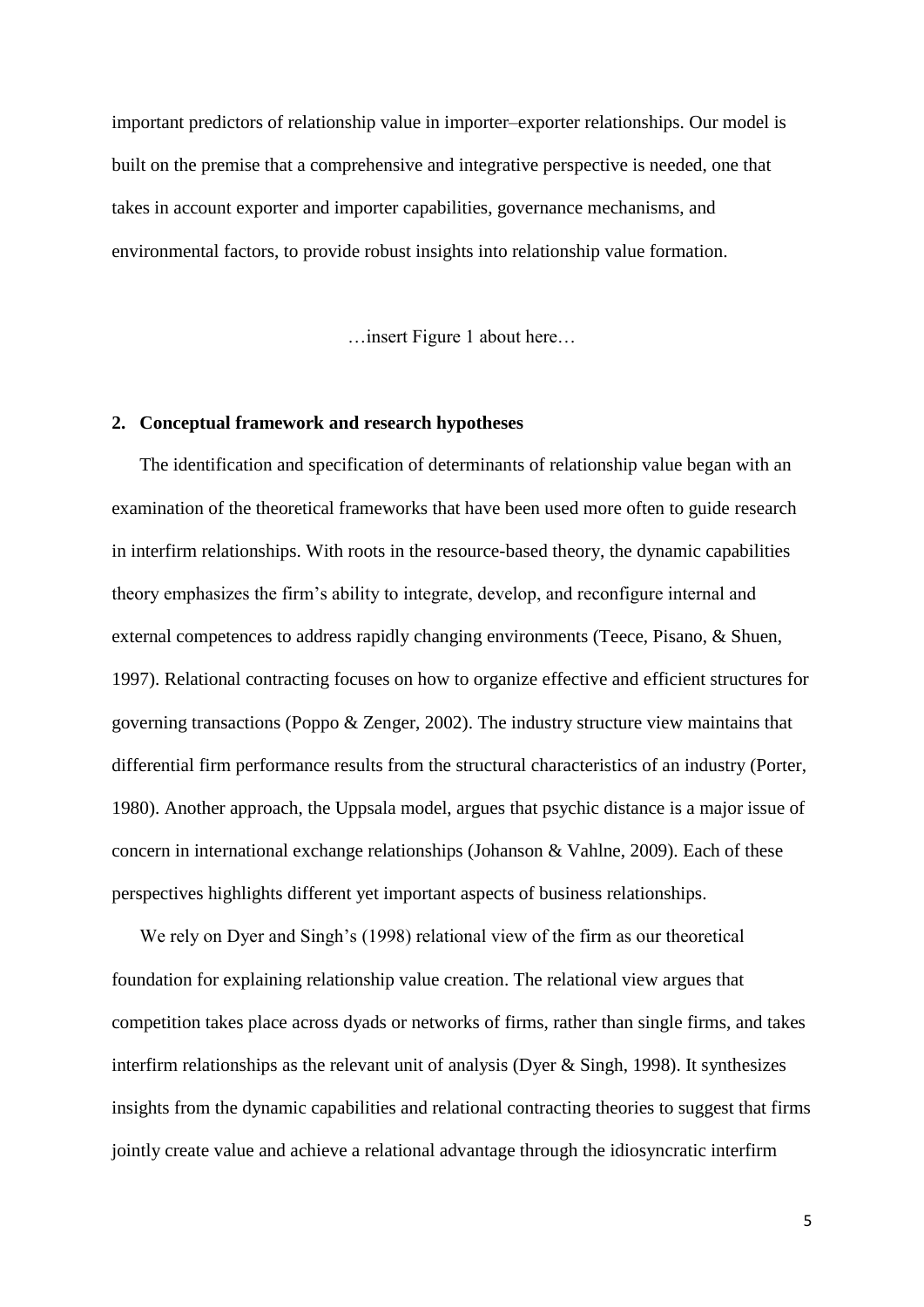important predictors of relationship value in importer–exporter relationships. Our model is built on the premise that a comprehensive and integrative perspective is needed, one that takes in account exporter and importer capabilities, governance mechanisms, and environmental factors, to provide robust insights into relationship value formation.

…insert Figure 1 about here…

## 2. Conceptual framework and research hypotheses

The identification and specification of determinants of relationship value began with an examination of the theoretical frameworks that have been used more often to guide research in interfirm relationships. With roots in the resource-based theory, the dynamic capabilities theory emphasizes the firm's ability to integrate, develop, and reconfigure internal and external competences to address rapidly changing environments (Teece, Pisano, & Shuen, 1997). Relational contracting focuses on how to organize effective and efficient structures for governing transactions (Poppo & Zenger, 2002). The industry structure view maintains that differential firm performance results from the structural characteristics of an industry (Porter, 1980). Another approach, the Uppsala model, argues that psychic distance is a major issue of concern in international exchange relationships (Johanson & Vahlne, 2009). Each of these perspectives highlights different yet important aspects of business relationships.

We rely on Dyer and Singh's (1998) relational view of the firm as our theoretical foundation for explaining relationship value creation. The relational view argues that competition takes place across dyads or networks of firms, rather than single firms, and takes interfirm relationships as the relevant unit of analysis (Dyer & Singh, 1998). It synthesizes insights from the dynamic capabilities and relational contracting theories to suggest that firms jointly create value and achieve a relational advantage through the idiosyncratic interfirm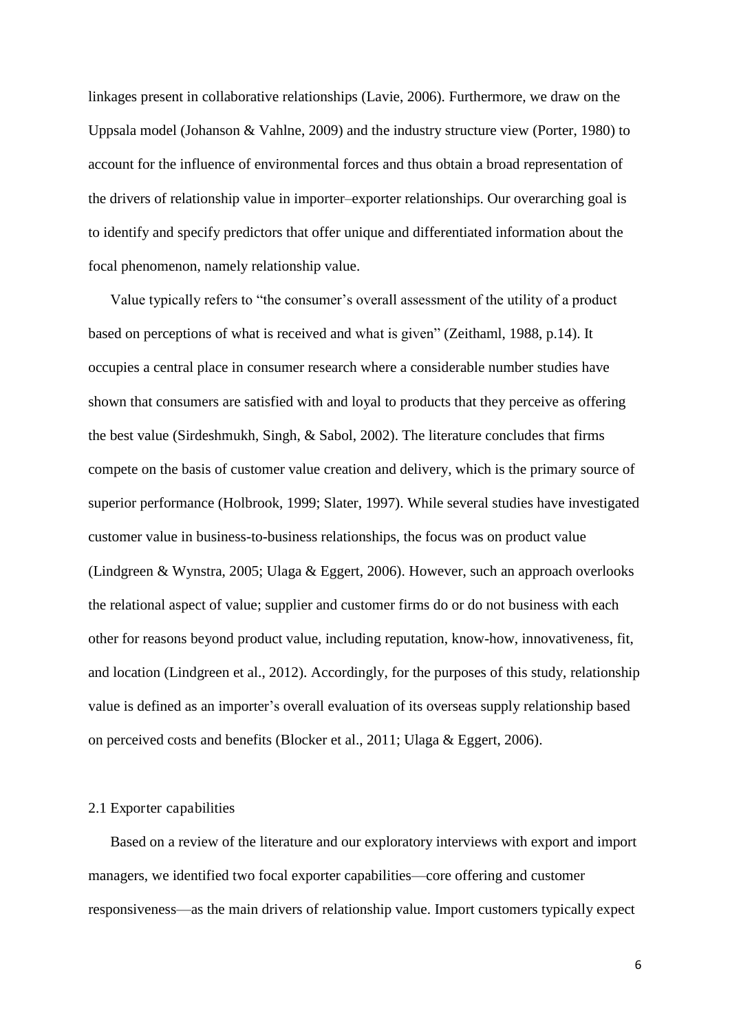linkages present in collaborative relationships (Lavie, 2006). Furthermore, we draw on the Uppsala model (Johanson & Vahlne, 2009) and the industry structure view (Porter, 1980) to account for the influence of environmental forces and thus obtain a broad representation of the drivers of relationship value in importer–exporter relationships. Our overarching goal is to identify and specify predictors that offer unique and differentiated information about the focal phenomenon, namely relationship value.

Value typically refers to "the consumer's overall assessment of the utility of a product based on perceptions of what is received and what is given" (Zeithaml, 1988, p.14). It occupies a central place in consumer research where a considerable number studies have shown that consumers are satisfied with and loyal to products that they perceive as offering the best value (Sirdeshmukh, Singh, & Sabol, 2002). The literature concludes that firms compete on the basis of customer value creation and delivery, which is the primary source of superior performance (Holbrook, 1999; Slater, 1997). While several studies have investigated customer value in business-to-business relationships, the focus was on product value (Lindgreen & Wynstra, 2005; Ulaga & Eggert, 2006). However, such an approach overlooks the relational aspect of value; supplier and customer firms do or do not business with each other for reasons beyond product value, including reputation, know-how, innovativeness, fit, and location (Lindgreen et al., 2012). Accordingly, for the purposes of this study, relationship value is defined as an importer's overall evaluation of its overseas supply relationship based on perceived costs and benefits (Blocker et al., 2011; Ulaga & Eggert, 2006).

## 2.1 Exporter capabilities

Based on a review of the literature and our exploratory interviews with export and import managers, we identified two focal exporter capabilities—core offering and customer responsiveness—as the main drivers of relationship value. Import customers typically expect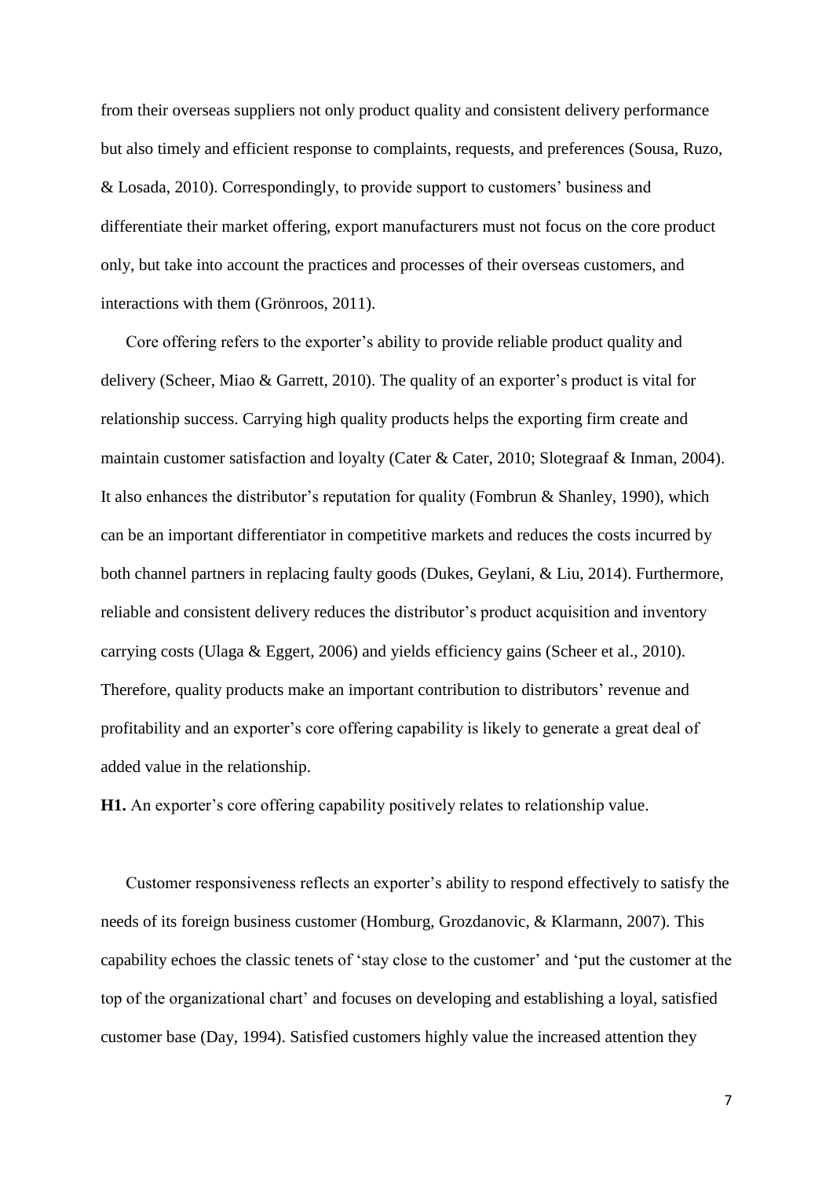from their overseas suppliers not only product quality and consistent delivery performance but also timely and efficient response to complaints, requests, and preferences (Sousa, Ruzo, & Losada, 2010). Correspondingly, to provide support to customers' business and differentiate their market offering, export manufacturers must not focus on the core product only, but take into account the practices and processes of their overseas customers, and interactions with them (Grönroos, 2011).

Core offering refers to the exporter's ability to provide reliable product quality and delivery (Scheer, Miao & Garrett, 2010). The quality of an exporter's product is vital for relationship success. Carrying high quality products helps the exporting firm create and maintain customer satisfaction and loyalty (Cater & Cater, 2010; Slotegraaf & Inman, 2004). It also enhances the distributor's reputation for quality (Fombrun & Shanley, 1990), which can be an important differentiator in competitive markets and reduces the costs incurred by both channel partners in replacing faulty goods (Dukes, Geylani, & Liu, 2014). Furthermore, reliable and consistent delivery reduces the distributor's product acquisition and inventory carrying costs (Ulaga & Eggert, 2006) and yields efficiency gains (Scheer et al., 2010). Therefore, quality products make an important contribution to distributors' revenue and profitability and an exporter's core offering capability is likely to generate a great deal of added value in the relationship.

**H1.** An exporter's core offering capability positively relates to relationship value.

Customer responsiveness reflects an exporter's ability to respond effectively to satisfy the needs of its foreign business customer (Homburg, Grozdanovic, & Klarmann, 2007). This capability echoes the classic tenets of 'stay close to the customer' and 'put the customer at the top of the organizational chart' and focuses on developing and establishing a loyal, satisfied customer base (Day, 1994). Satisfied customers highly value the increased attention they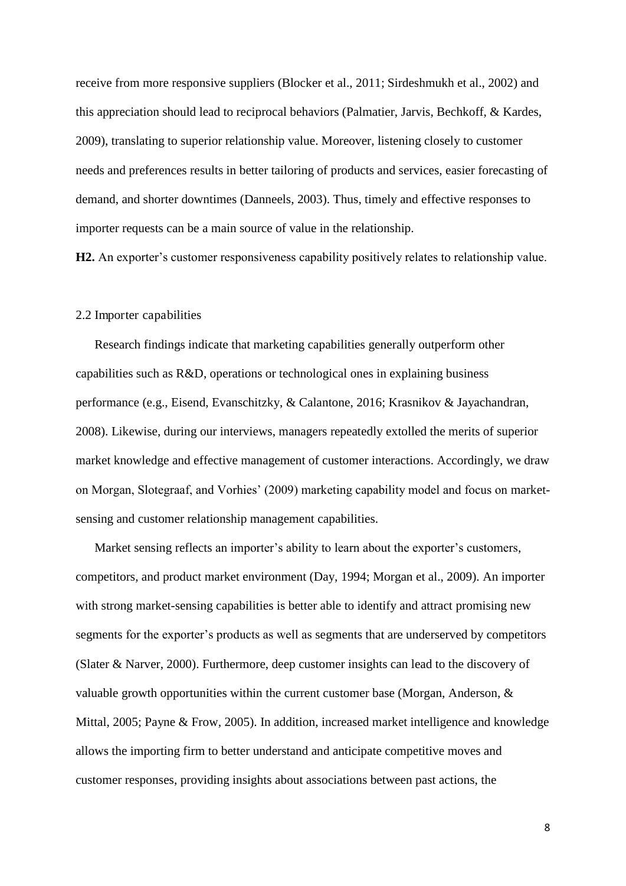receive from more responsive suppliers (Blocker et al., 2011; Sirdeshmukh et al., 2002) and this appreciation should lead to reciprocal behaviors (Palmatier, Jarvis, Bechkoff, & Kardes, 2009), translating to superior relationship value. Moreover, listening closely to customer needs and preferences results in better tailoring of products and services, easier forecasting of demand, and shorter downtimes (Danneels, 2003). Thus, timely and effective responses to importer requests can be a main source of value in the relationship.

**H2.** An exporter's customer responsiveness capability positively relates to relationship value.

### 2.2 Importer capabilities

Research findings indicate that marketing capabilities generally outperform other capabilities such as R&D, operations or technological ones in explaining business performance (e.g., Eisend, Evanschitzky, & Calantone, 2016; Krasnikov & Jayachandran, 2008). Likewise, during our interviews, managers repeatedly extolled the merits of superior market knowledge and effective management of customer interactions. Accordingly, we draw on Morgan, Slotegraaf, and Vorhies' (2009) marketing capability model and focus on market-sensing and customer relationship management capabilities.

Market sensing reflects an importer's ability to learn about the exporter's customers, competitors, and product market environment (Day, 1994; Morgan et al., 2009). An importer with strong market-sensing capabilities is better able to identify and attract promising new segments for the exporter's products as well as segments that are underserved by competitors (Slater & Narver, 2000). Furthermore, deep customer insights can lead to the discovery of valuable growth opportunities within the current customer base (Morgan, Anderson, & Mittal, 2005; Payne & Frow, 2005). In addition, increased market intelligence and knowledge allows the importing firm to better understand and anticipate competitive moves and customer responses, providing insights about associations between past actions, the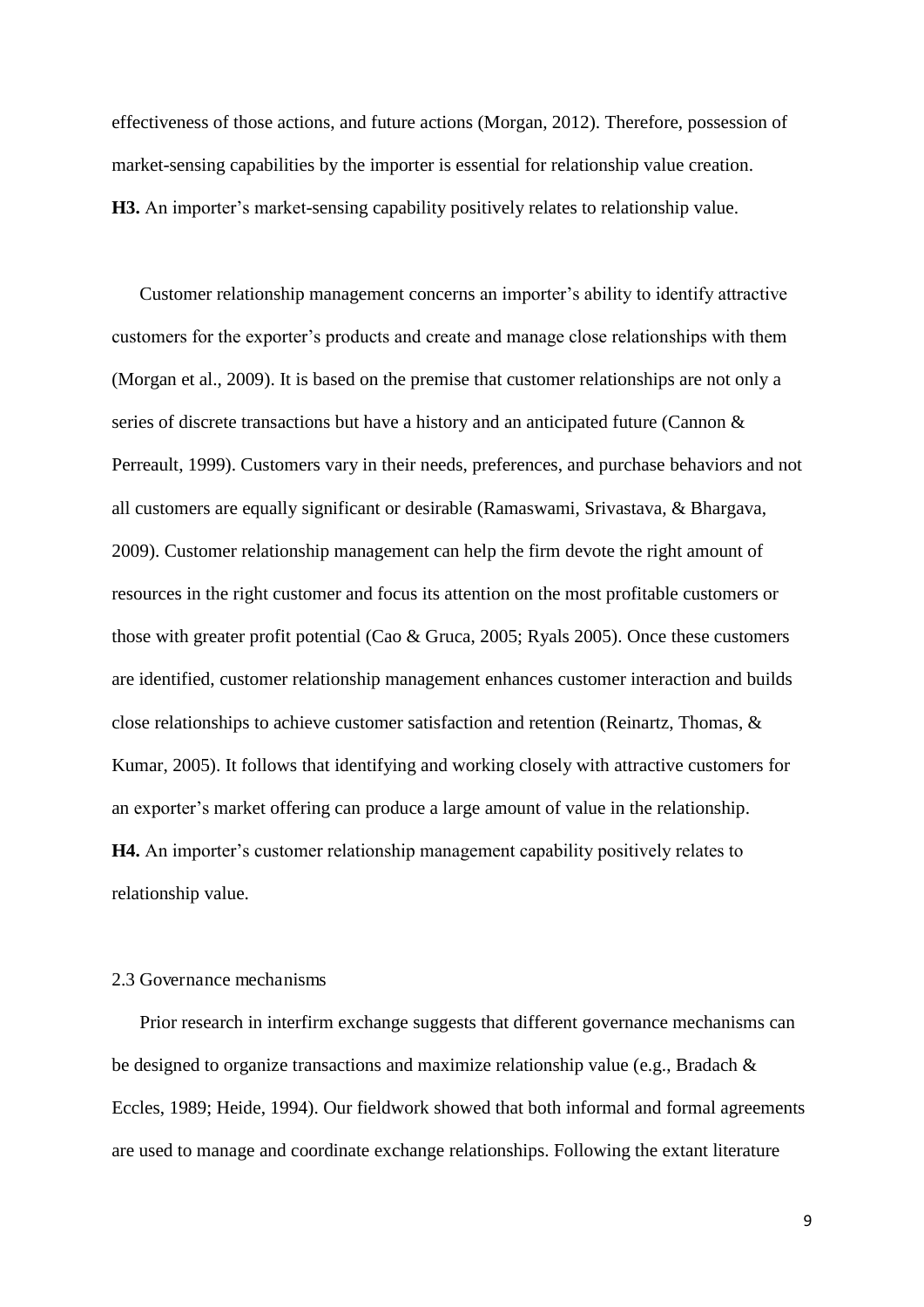effectiveness of those actions, and future actions (Morgan, 2012). Therefore, possession of market-sensing capabilities by the importer is essential for relationship value creation.

**H3.** An importer's market-sensing capability positively relates to relationship value.

Customer relationship management concerns an importer's ability to identify attractive customers for the exporter's products and create and manage close relationships with them (Morgan et al., 2009). It is based on the premise that customer relationships are not only a series of discrete transactions but have a history and an anticipated future (Cannon & Perreault, 1999). Customers vary in their needs, preferences, and purchase behaviors and not all customers are equally significant or desirable (Ramaswami, Srivastava, & Bhargava, 2009). Customer relationship management can help the firm devote the right amount of resources in the right customer and focus its attention on the most profitable customers or those with greater profit potential (Cao & Gruca, 2005; Ryals 2005). Once these customers are identified, customer relationship management enhances customer interaction and builds close relationships to achieve customer satisfaction and retention (Reinartz, Thomas, & Kumar, 2005). It follows that identifying and working closely with attractive customers for an exporter's market offering can produce a large amount of value in the relationship.

**H4.** An importer's customer relationship management capability positively relates to relationship value.

### 2.3 Governance mechanisms

Prior research in interfirm exchange suggests that different governance mechanisms can be designed to organize transactions and maximize relationship value (e.g., Bradach & Eccles, 1989; Heide, 1994). Our fieldwork showed that both informal and formal agreements are used to manage and coordinate exchange relationships. Following the extant literature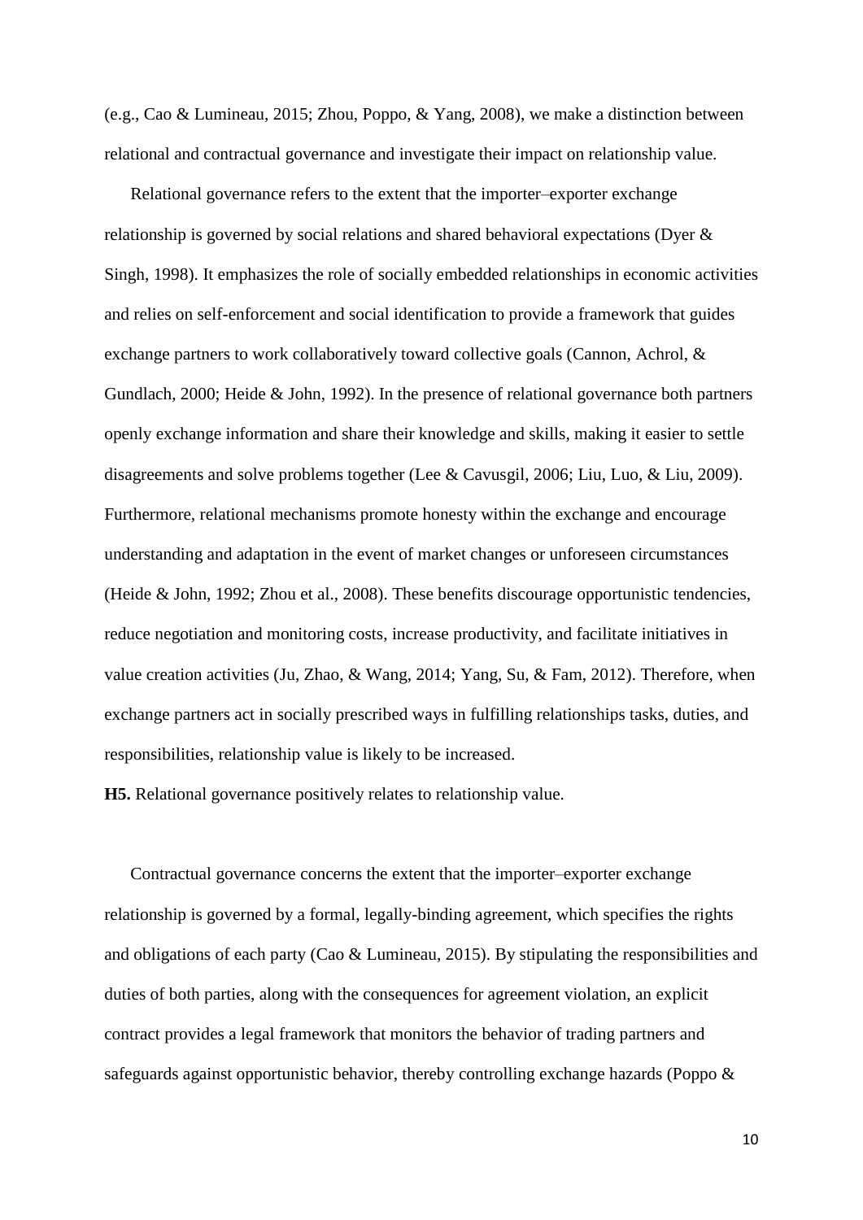(e.g., Cao & Lumineau, 2015; Zhou, Poppo, & Yang, 2008), we make a distinction between relational and contractual governance and investigate their impact on relationship value.

Relational governance refers to the extent that the importer–exporter exchange relationship is governed by social relations and shared behavioral expectations (Dyer & Singh, 1998). It emphasizes the role of socially embedded relationships in economic activities and relies on self-enforcement and social identification to provide a framework that guides exchange partners to work collaboratively toward collective goals (Cannon, Achrol, & Gundlach, 2000; Heide & John, 1992). In the presence of relational governance both partners openly exchange information and share their knowledge and skills, making it easier to settle disagreements and solve problems together (Lee & Cavusgil, 2006; Liu, Luo, & Liu, 2009). Furthermore, relational mechanisms promote honesty within the exchange and encourage understanding and adaptation in the event of market changes or unforeseen circumstances (Heide & John, 1992; Zhou et al., 2008). These benefits discourage opportunistic tendencies, reduce negotiation and monitoring costs, increase productivity, and facilitate initiatives in value creation activities (Ju, Zhao, & Wang, 2014; Yang, Su, & Fam, 2012). Therefore, when exchange partners act in socially prescribed ways in fulfilling relationships tasks, duties, and responsibilities, relationship value is likely to be increased.

**H5.** Relational governance positively relates to relationship value.

Contractual governance concerns the extent that the importer–exporter exchange relationship is governed by a formal, legally-binding agreement, which specifies the rights and obligations of each party (Cao & Lumineau, 2015). By stipulating the responsibilities and duties of both parties, along with the consequences for agreement violation, an explicit contract provides a legal framework that monitors the behavior of trading partners and safeguards against opportunistic behavior, thereby controlling exchange hazards (Poppo &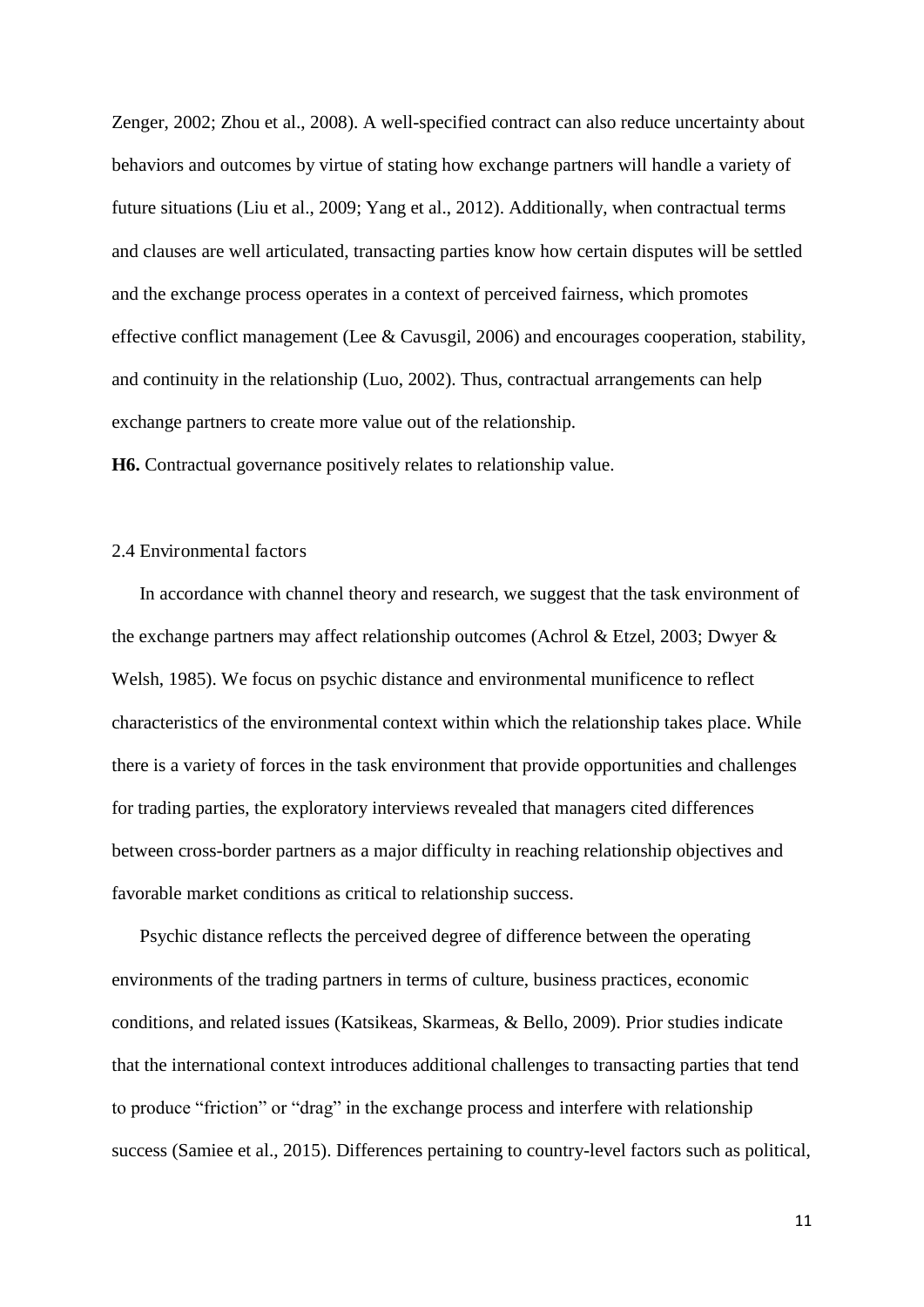Zenger, 2002; Zhou et al., 2008). A well-specified contract can also reduce uncertainty about behaviors and outcomes by virtue of stating how exchange partners will handle a variety of future situations (Liu et al., 2009; Yang et al., 2012). Additionally, when contractual terms and clauses are well articulated, transacting parties know how certain disputes will be settled and the exchange process operates in a context of perceived fairness, which promotes effective conflict management (Lee & Cavusgil, 2006) and encourages cooperation, stability, and continuity in the relationship (Luo, 2002). Thus, contractual arrangements can help exchange partners to create more value out of the relationship.

**H6.** Contractual governance positively relates to relationship value.

### 2.4 Environmental factors

In accordance with channel theory and research, we suggest that the task environment of the exchange partners may affect relationship outcomes (Achrol & Etzel, 2003; Dwyer & Welsh, 1985). We focus on psychic distance and environmental munificence to reflect characteristics of the environmental context within which the relationship takes place. While there is a variety of forces in the task environment that provide opportunities and challenges for trading parties, the exploratory interviews revealed that managers cited differences between cross-border partners as a major difficulty in reaching relationship objectives and favorable market conditions as critical to relationship success.

Psychic distance reflects the perceived degree of difference between the operating environments of the trading partners in terms of culture, business practices, economic conditions, and related issues (Katsikeas, Skarmeas, & Bello, 2009). Prior studies indicate that the international context introduces additional challenges to transacting parties that tend to produce "friction" or "drag" in the exchange process and interfere with relationship success (Samiee et al., 2015). Differences pertaining to country-level factors such as political,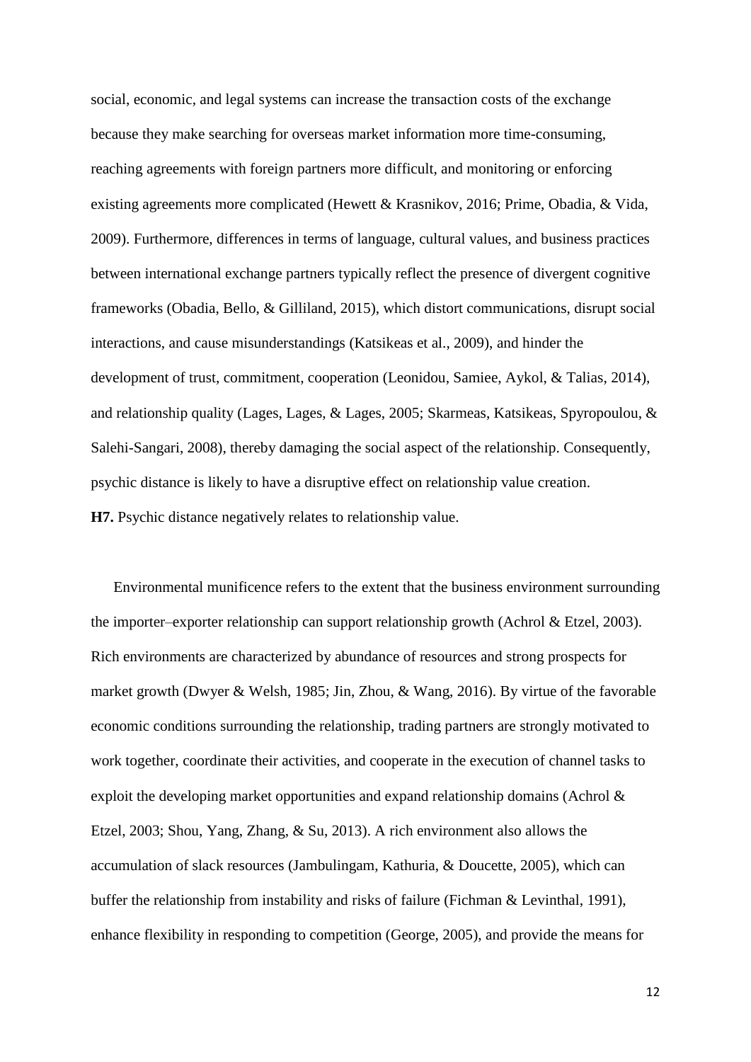social, economic, and legal systems can increase the transaction costs of the exchange because they make searching for overseas market information more time-consuming, reaching agreements with foreign partners more difficult, and monitoring or enforcing existing agreements more complicated (Hewett & Krasnikov, 2016; Prime, Obadia, & Vida, 2009). Furthermore, differences in terms of language, cultural values, and business practices between international exchange partners typically reflect the presence of divergent cognitive frameworks (Obadia, Bello, & Gilliland, 2015), which distort communications, disrupt social interactions, and cause misunderstandings (Katsikeas et al., 2009), and hinder the development of trust, commitment, cooperation (Leonidou, Samiee, Aykol, & Talias, 2014), and relationship quality (Lages, Lages, & Lages, 2005; Skarmeas, Katsikeas, Spyropoulou, & Salehi-Sangari, 2008), thereby damaging the social aspect of the relationship. Consequently, psychic distance is likely to have a disruptive effect on relationship value creation.

**H7.** Psychic distance negatively relates to relationship value.

Environmental munificence refers to the extent that the business environment surrounding the importer–exporter relationship can support relationship growth (Achrol & Etzel, 2003). Rich environments are characterized by abundance of resources and strong prospects for market growth (Dwyer & Welsh, 1985; Jin, Zhou, & Wang, 2016). By virtue of the favorable economic conditions surrounding the relationship, trading partners are strongly motivated to work together, coordinate their activities, and cooperate in the execution of channel tasks to exploit the developing market opportunities and expand relationship domains (Achrol & Etzel, 2003; Shou, Yang, Zhang, & Su, 2013). A rich environment also allows the accumulation of slack resources (Jambulingam, Kathuria, & Doucette, 2005), which can buffer the relationship from instability and risks of failure (Fichman & Levinthal, 1991), enhance flexibility in responding to competition (George, 2005), and provide the means for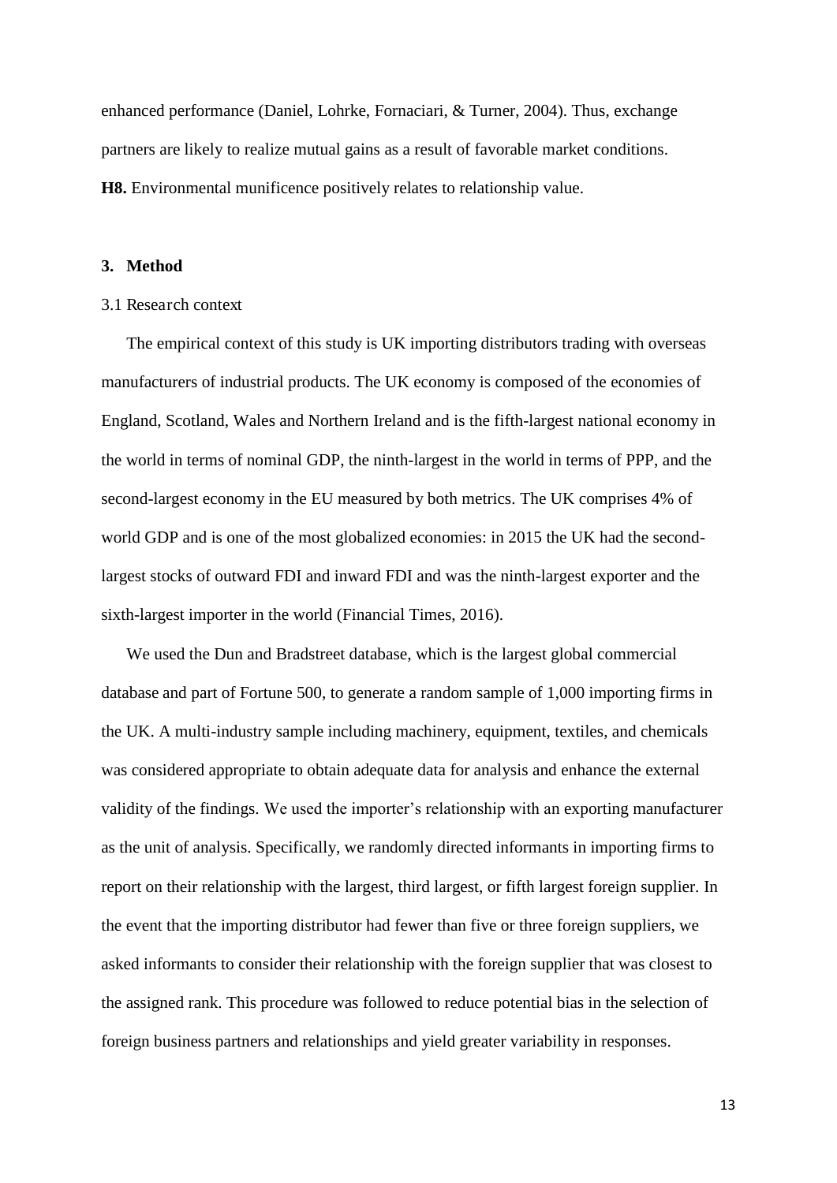enhanced performance (Daniel, Lohrke, Fornaciari, & Turner, 2004). Thus, exchange partners are likely to realize mutual gains as a result of favorable market conditions.

**H8.** Environmental munificence positively relates to relationship value.

## 3. Method

### 3.1 Research context

The empirical context of this study is UK importing distributors trading with overseas manufacturers of industrial products. The UK economy is composed of the economies of England, Scotland, Wales and Northern Ireland and is the fifth-largest national economy in the world in terms of nominal GDP, the ninth-largest in the world in terms of PPP, and the second-largest economy in the EU measured by both metrics. The UK comprises 4% of world GDP and is one of the most globalized economies: in 2015 the UK had the second-largest stocks of outward FDI and inward FDI and was the ninth-largest exporter and the sixth-largest importer in the world (Financial Times, 2016).

We used the Dun and Bradstreet database, which is the largest global commercial database and part of Fortune 500, to generate a random sample of 1,000 importing firms in the UK. A multi-industry sample including machinery, equipment, textiles, and chemicals was considered appropriate to obtain adequate data for analysis and enhance the external validity of the findings. We used the importer's relationship with an exporting manufacturer as the unit of analysis. Specifically, we randomly directed informants in importing firms to report on their relationship with the largest, third largest, or fifth largest foreign supplier. In the event that the importing distributor had fewer than five or three foreign suppliers, we asked informants to consider their relationship with the foreign supplier that was closest to the assigned rank. This procedure was followed to reduce potential bias in the selection of foreign business partners and relationships and yield greater variability in responses.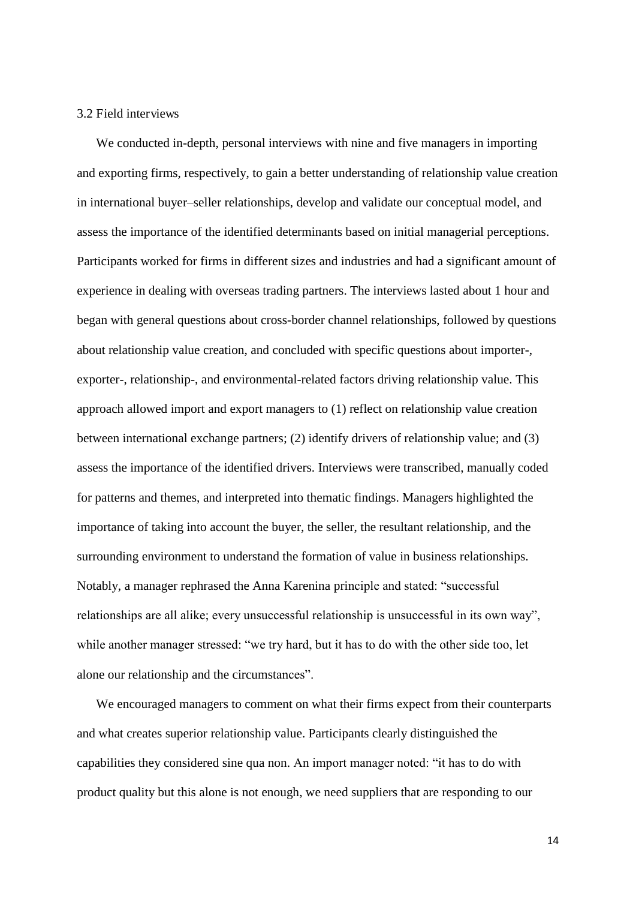### 3.2 Field interviews

We conducted in-depth, personal interviews with nine and five managers in importing and exporting firms, respectively, to gain a better understanding of relationship value creation in international buyer–seller relationships, develop and validate our conceptual model, and assess the importance of the identified determinants based on initial managerial perceptions. Participants worked for firms in different sizes and industries and had a significant amount of experience in dealing with overseas trading partners. The interviews lasted about 1 hour and began with general questions about cross-border channel relationships, followed by questions about relationship value creation, and concluded with specific questions about importer-, exporter-, relationship-, and environmental-related factors driving relationship value. This approach allowed import and export managers to (1) reflect on relationship value creation between international exchange partners; (2) identify drivers of relationship value; and (3) assess the importance of the identified drivers. Interviews were transcribed, manually coded for patterns and themes, and interpreted into thematic findings. Managers highlighted the importance of taking into account the buyer, the seller, the resultant relationship, and the surrounding environment to understand the formation of value in business relationships. Notably, a manager rephrased the Anna Karenina principle and stated: "successful relationships are all alike; every unsuccessful relationship is unsuccessful in its own way", while another manager stressed: "we try hard, but it has to do with the other side too, let alone our relationship and the circumstances".

We encouraged managers to comment on what their firms expect from their counterparts and what creates superior relationship value. Participants clearly distinguished the capabilities they considered sine qua non. An import manager noted: "it has to do with product quality but this alone is not enough, we need suppliers that are responding to our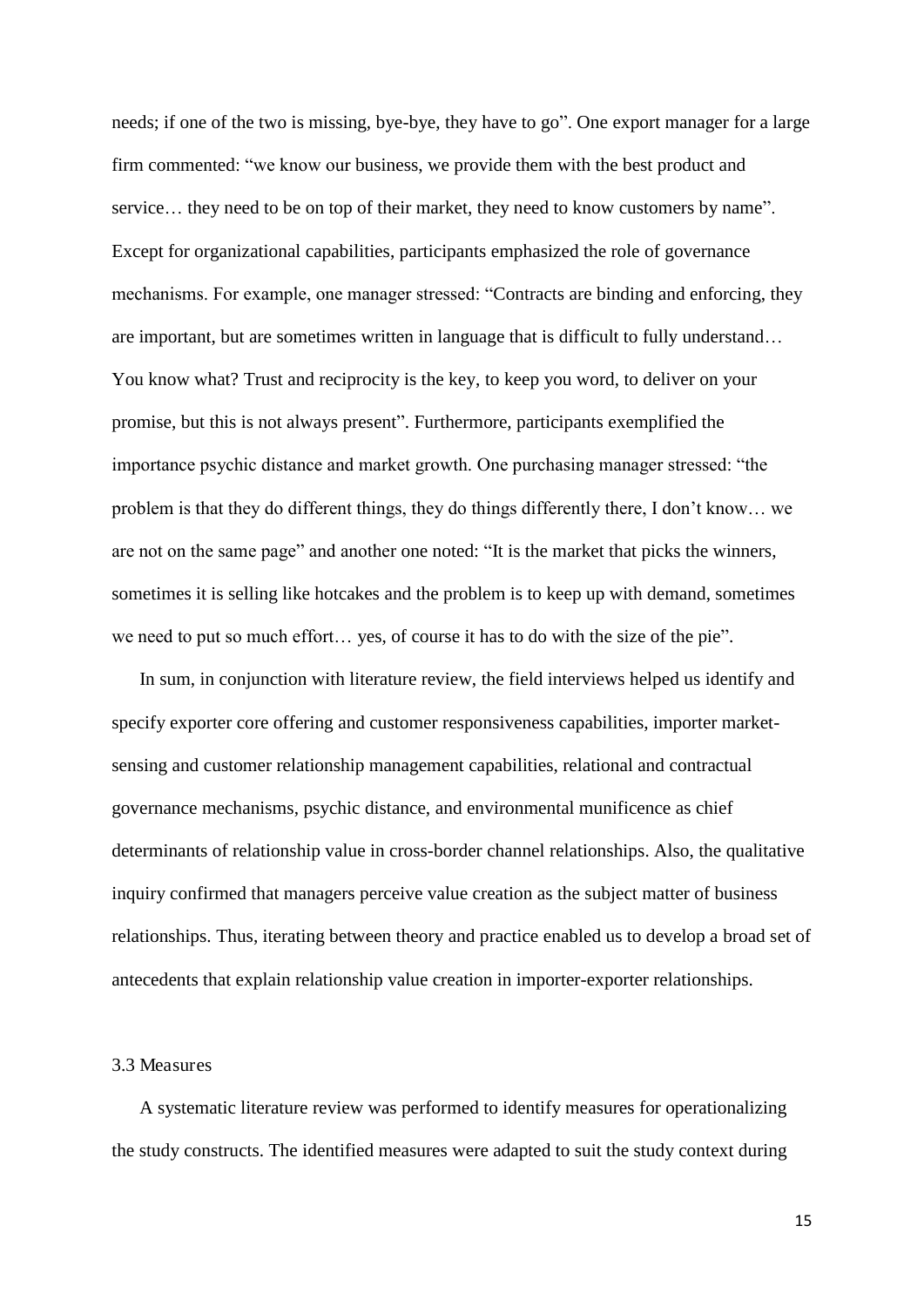needs; if one of the two is missing, bye-bye, they have to go". One export manager for a large firm commented: "we know our business, we provide them with the best product and service… they need to be on top of their market, they need to know customers by name". Except for organizational capabilities, participants emphasized the role of governance mechanisms. For example, one manager stressed: "Contracts are binding and enforcing, they are important, but are sometimes written in language that is difficult to fully understand… You know what? Trust and reciprocity is the key, to keep you word, to deliver on your promise, but this is not always present". Furthermore, participants exemplified the importance psychic distance and market growth. One purchasing manager stressed: "the problem is that they do different things, they do things differently there, I don't know… we are not on the same page" and another one noted: "It is the market that picks the winners, sometimes it is selling like hotcakes and the problem is to keep up with demand, sometimes we need to put so much effort… yes, of course it has to do with the size of the pie".

In sum, in conjunction with literature review, the field interviews helped us identify and specify exporter core offering and customer responsiveness capabilities, importer market-sensing and customer relationship management capabilities, relational and contractual governance mechanisms, psychic distance, and environmental munificence as chief determinants of relationship value in cross-border channel relationships. Also, the qualitative inquiry confirmed that managers perceive value creation as the subject matter of business relationships. Thus, iterating between theory and practice enabled us to develop a broad set of antecedents that explain relationship value creation in importer-exporter relationships.

### 3.3 Measures

A systematic literature review was performed to identify measures for operationalizing the study constructs. The identified measures were adapted to suit the study context during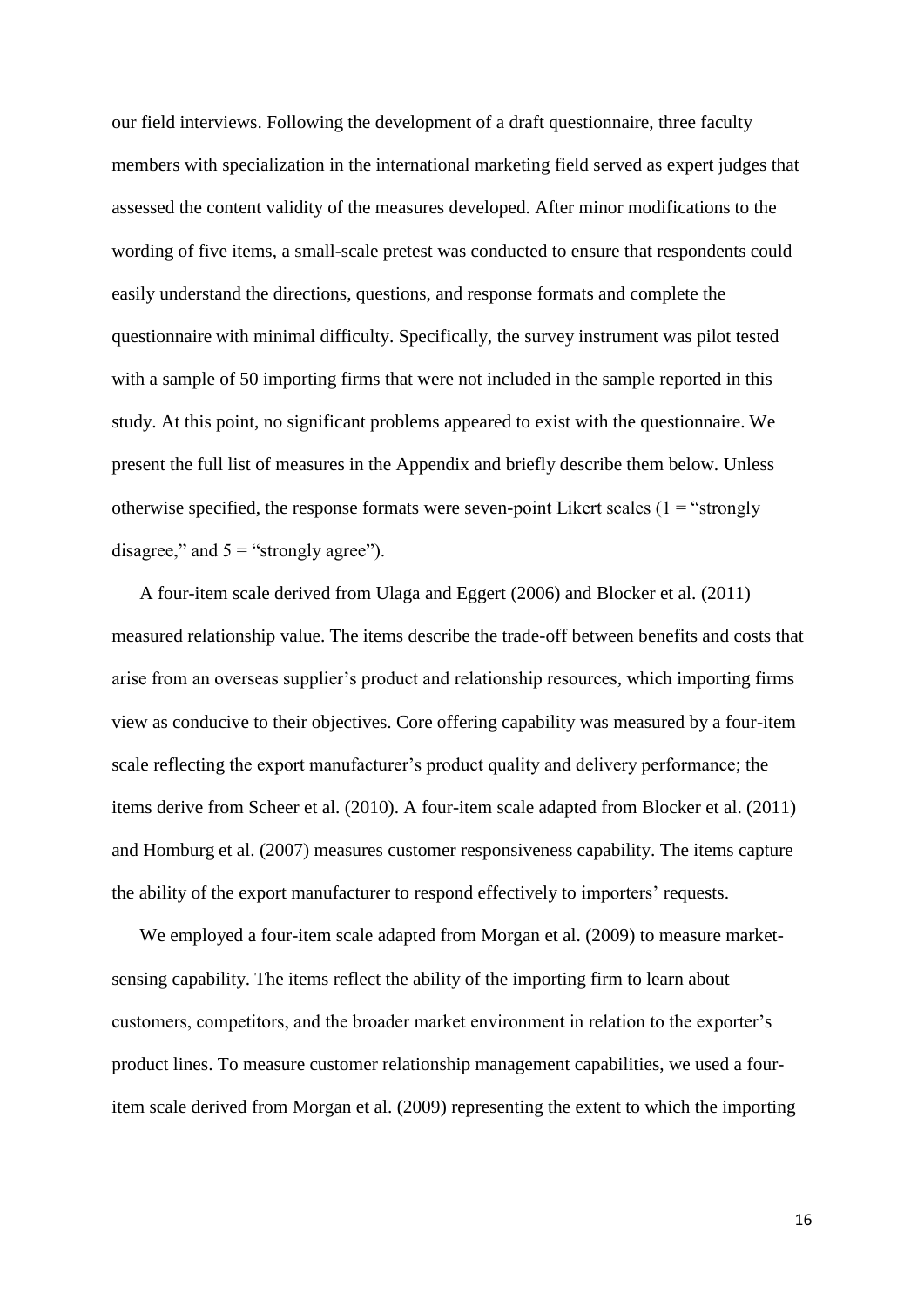our field interviews. Following the development of a draft questionnaire, three faculty members with specialization in the international marketing field served as expert judges that assessed the content validity of the measures developed. After minor modifications to the wording of five items, a small-scale pretest was conducted to ensure that respondents could easily understand the directions, questions, and response formats and complete the questionnaire with minimal difficulty. Specifically, the survey instrument was pilot tested with a sample of 50 importing firms that were not included in the sample reported in this study. At this point, no significant problems appeared to exist with the questionnaire. We present the full list of measures in the Appendix and briefly describe them below. Unless otherwise specified, the response formats were seven-point Likert scales (1 = "strongly disagree," and 5 = "strongly agree").

A four-item scale derived from Ulaga and Eggert (2006) and Blocker et al. (2011) measured relationship value. The items describe the trade-off between benefits and costs that arise from an overseas supplier's product and relationship resources, which importing firms view as conducive to their objectives. Core offering capability was measured by a four-item scale reflecting the export manufacturer's product quality and delivery performance; the items derive from Scheer et al. (2010). A four-item scale adapted from Blocker et al. (2011) and Homburg et al. (2007) measures customer responsiveness capability. The items capture the ability of the export manufacturer to respond effectively to importers' requests.

We employed a four-item scale adapted from Morgan et al. (2009) to measure market-sensing capability. The items reflect the ability of the importing firm to learn about customers, competitors, and the broader market environment in relation to the exporter's product lines. To measure customer relationship management capabilities, we used a four-item scale derived from Morgan et al. (2009) representing the extent to which the importing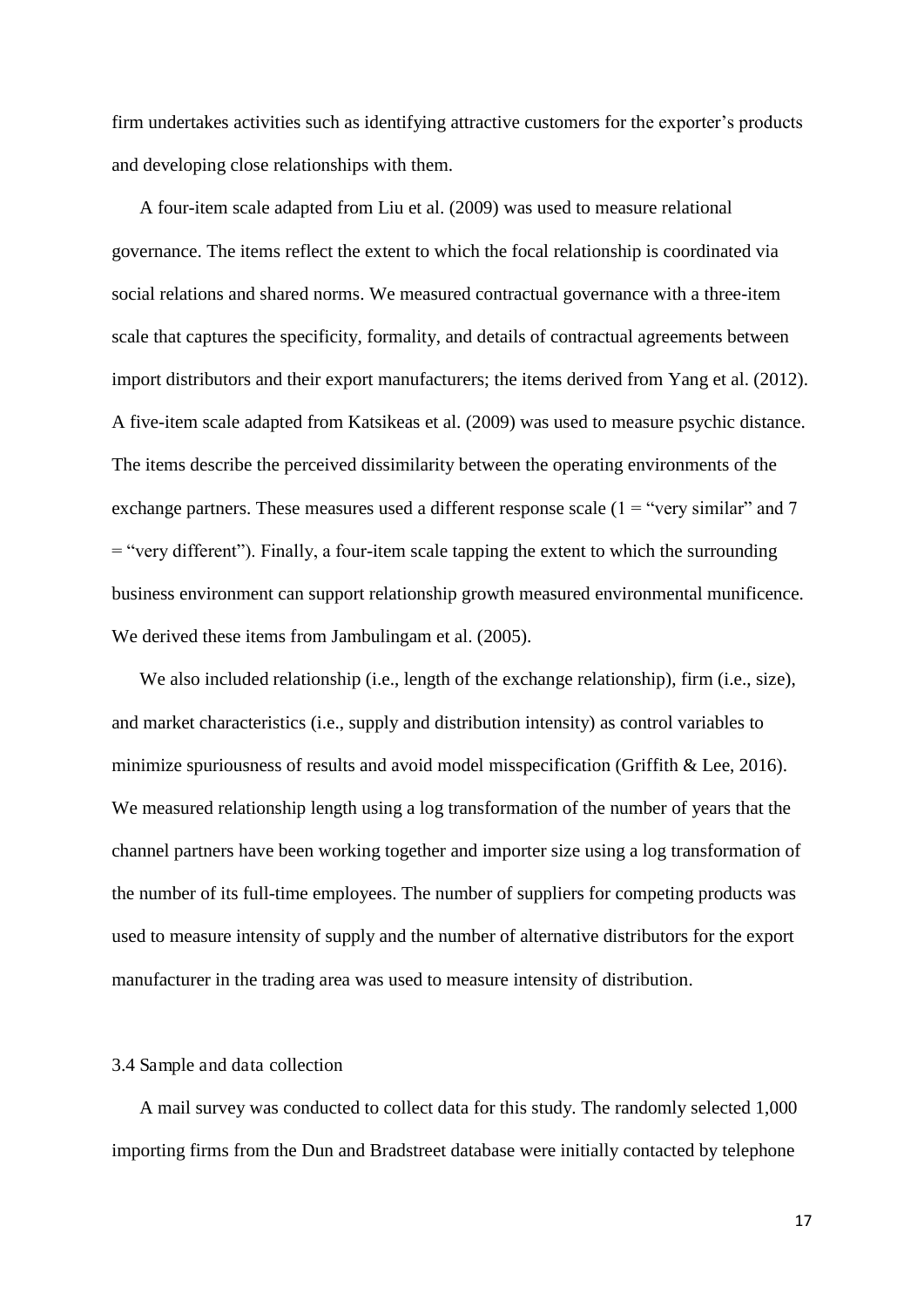firm undertakes activities such as identifying attractive customers for the exporter's products and developing close relationships with them.

A four-item scale adapted from Liu et al. (2009) was used to measure relational governance. The items reflect the extent to which the focal relationship is coordinated via social relations and shared norms. We measured contractual governance with a three-item scale that captures the specificity, formality, and details of contractual agreements between import distributors and their export manufacturers; the items derived from Yang et al. (2012). A five-item scale adapted from Katsikeas et al. (2009) was used to measure psychic distance. The items describe the perceived dissimilarity between the operating environments of the exchange partners. These measures used a different response scale (1 = "very similar" and 7 = "very different"). Finally, a four-item scale tapping the extent to which the surrounding business environment can support relationship growth measured environmental munificence. We derived these items from Jambulingam et al. (2005).

We also included relationship (i.e., length of the exchange relationship), firm (i.e., size), and market characteristics (i.e., supply and distribution intensity) as control variables to minimize spuriousness of results and avoid model misspecification (Griffith & Lee, 2016). We measured relationship length using a log transformation of the number of years that the channel partners have been working together and importer size using a log transformation of the number of its full-time employees. The number of suppliers for competing products was used to measure intensity of supply and the number of alternative distributors for the export manufacturer in the trading area was used to measure intensity of distribution.

### 3.4 Sample and data collection

A mail survey was conducted to collect data for this study. The randomly selected 1,000 importing firms from the Dun and Bradstreet database were initially contacted by telephone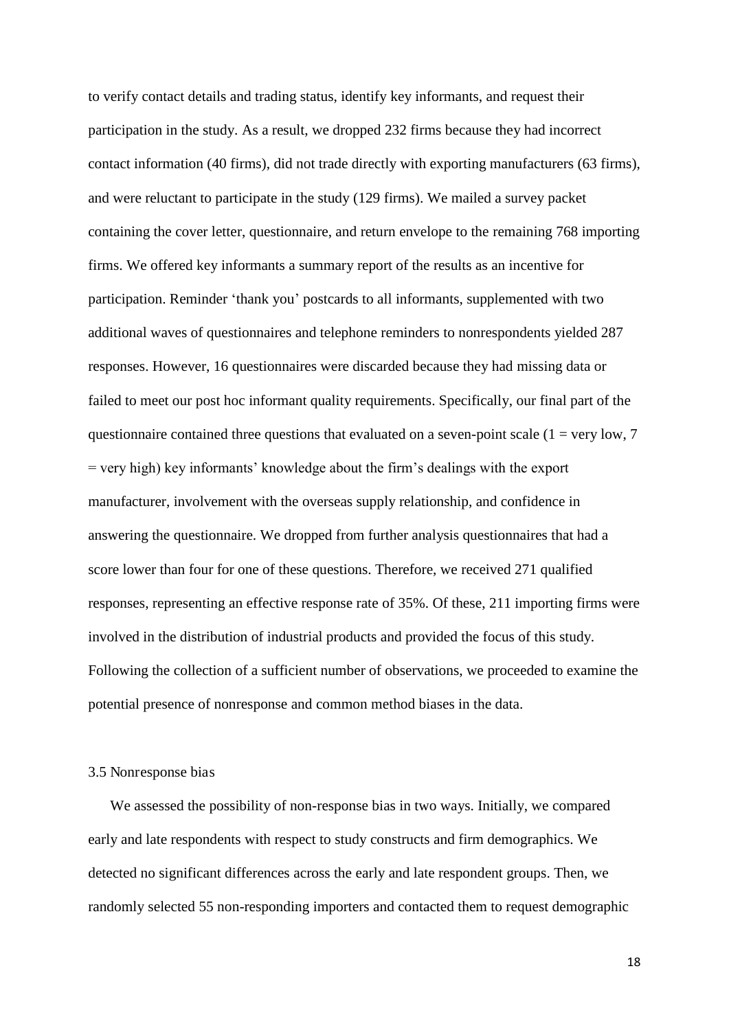to verify contact details and trading status, identify key informants, and request their participation in the study. As a result, we dropped 232 firms because they had incorrect contact information (40 firms), did not trade directly with exporting manufacturers (63 firms), and were reluctant to participate in the study (129 firms). We mailed a survey packet containing the cover letter, questionnaire, and return envelope to the remaining 768 importing firms. We offered key informants a summary report of the results as an incentive for participation. Reminder 'thank you' postcards to all informants, supplemented with two additional waves of questionnaires and telephone reminders to nonrespondents yielded 287 responses. However, 16 questionnaires were discarded because they had missing data or failed to meet our post hoc informant quality requirements. Specifically, our final part of the questionnaire contained three questions that evaluated on a seven-point scale (1 = very low, 7 = very high) key informants' knowledge about the firm's dealings with the export manufacturer, involvement with the overseas supply relationship, and confidence in answering the questionnaire. We dropped from further analysis questionnaires that had a score lower than four for one of these questions. Therefore, we received 271 qualified responses, representing an effective response rate of 35%. Of these, 211 importing firms were involved in the distribution of industrial products and provided the focus of this study. Following the collection of a sufficient number of observations, we proceeded to examine the potential presence of nonresponse and common method biases in the data.

### 3.5 Nonresponse bias

We assessed the possibility of non-response bias in two ways. Initially, we compared early and late respondents with respect to study constructs and firm demographics. We detected no significant differences across the early and late respondent groups. Then, we randomly selected 55 non-responding importers and contacted them to request demographic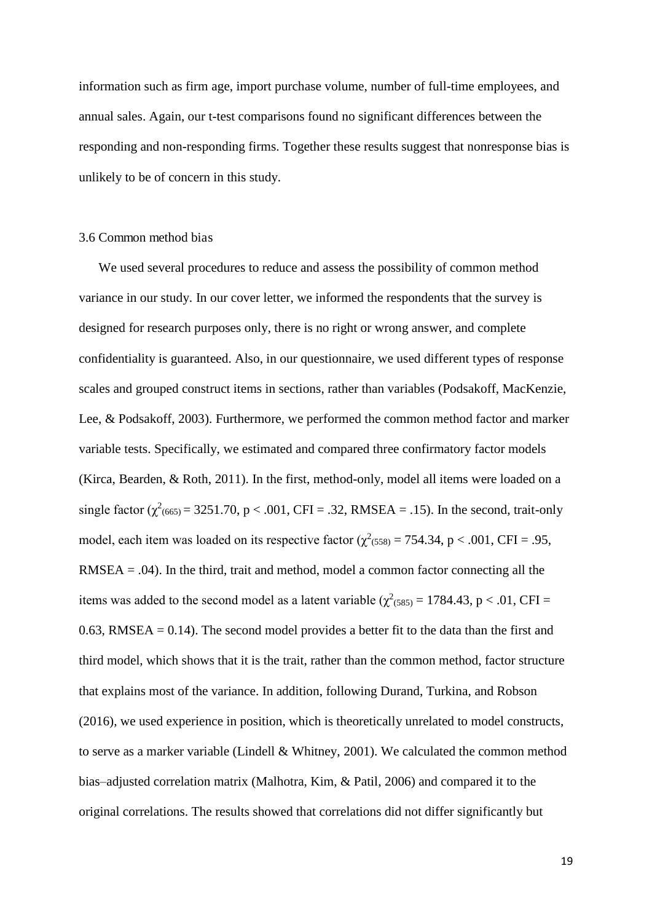information such as firm age, import purchase volume, number of full-time employees, and annual sales. Again, our t-test comparisons found no significant differences between the responding and non-responding firms. Together these results suggest that nonresponse bias is unlikely to be of concern in this study.

### 3.6 Common method bias

We used several procedures to reduce and assess the possibility of common method variance in our study. In our cover letter, we informed the respondents that the survey is designed for research purposes only, there is no right or wrong answer, and complete confidentiality is guaranteed. Also, in our questionnaire, we used different types of response scales and grouped construct items in sections, rather than variables (Podsakoff, MacKenzie, Lee, & Podsakoff, 2003). Furthermore, we performed the common method factor and marker variable tests. Specifically, we estimated and compared three confirmatory factor models (Kirca, Bearden, & Roth, 2011). In the first, method-only, model all items were loaded on a single factor ($\chi^2_{(665)} = 3251.70$, $p < .001$, CFI = .32, RMSEA = .15). In the second, trait-only model, each item was loaded on its respective factor ($\chi^2_{(558)} = 754.34$, $p < .001$, CFI = .95, RMSEA = .04). In the third, trait and method, model a common factor connecting all the items was added to the second model as a latent variable ($\chi^2_{(585)} = 1784.43$, $p < .01$, CFI = 0.63, RMSEA = 0.14). The second model provides a better fit to the data than the first and third model, which shows that it is the trait, rather than the common method, factor structure that explains most of the variance. In addition, following Durand, Turkina, and Robson (2016), we used experience in position, which is theoretically unrelated to model constructs, to serve as a marker variable (Lindell & Whitney, 2001). We calculated the common method bias–adjusted correlation matrix (Malhotra, Kim, & Patil, 2006) and compared it to the original correlations. The results showed that correlations did not differ significantly but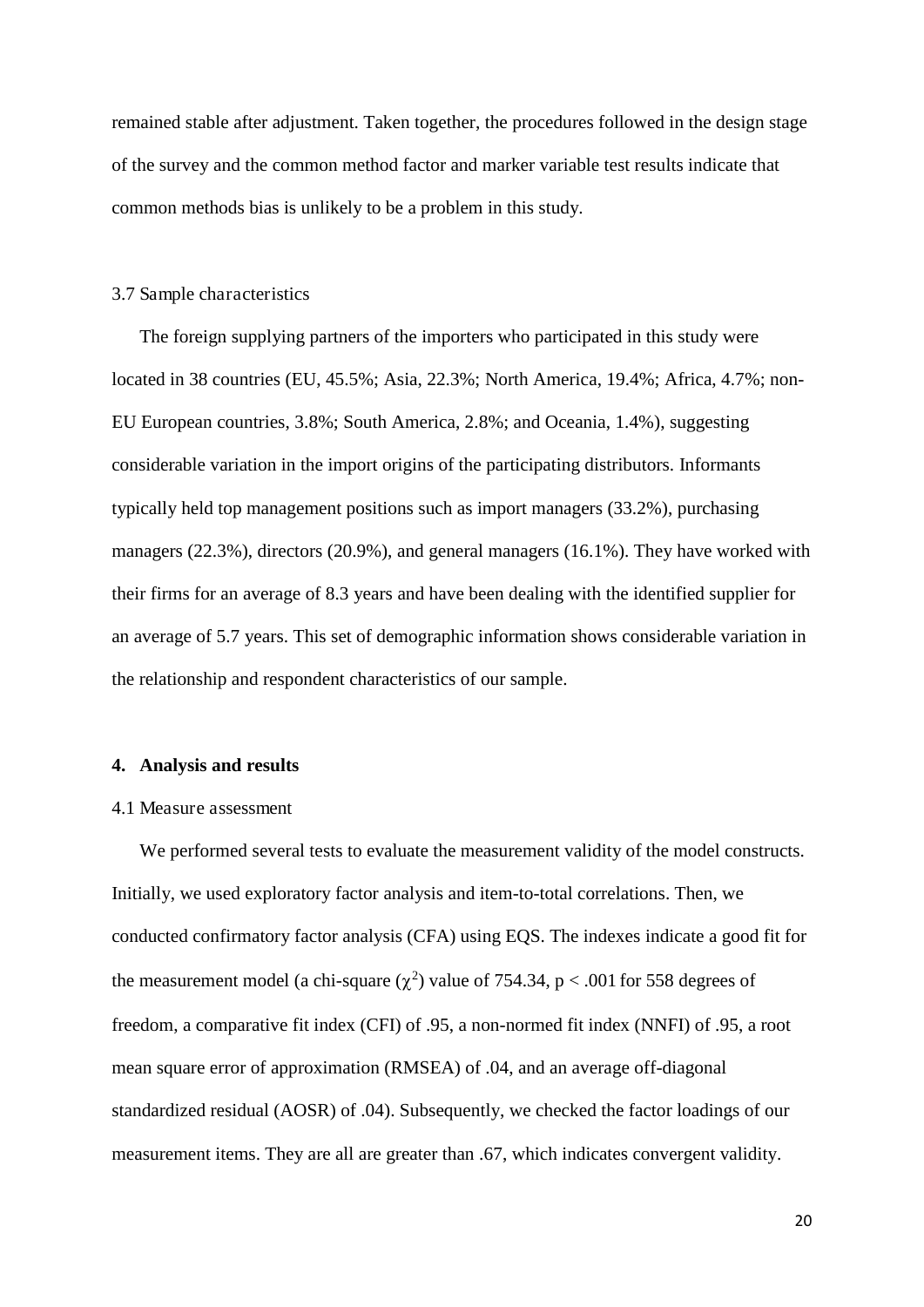remained stable after adjustment. Taken together, the procedures followed in the design stage of the survey and the common method factor and marker variable test results indicate that common methods bias is unlikely to be a problem in this study.

### 3.7 Sample characteristics

The foreign supplying partners of the importers who participated in this study were located in 38 countries (EU, 45.5%; Asia, 22.3%; North America, 19.4%; Africa, 4.7%; non-EU European countries, 3.8%; South America, 2.8%; and Oceania, 1.4%), suggesting considerable variation in the import origins of the participating distributors. Informants typically held top management positions such as import managers (33.2%), purchasing managers (22.3%), directors (20.9%), and general managers (16.1%). They have worked with their firms for an average of 8.3 years and have been dealing with the identified supplier for an average of 5.7 years. This set of demographic information shows considerable variation in the relationship and respondent characteristics of our sample.

## 4. Analysis and results

### 4.1 Measure assessment

We performed several tests to evaluate the measurement validity of the model constructs. Initially, we used exploratory factor analysis and item-to-total correlations. Then, we conducted confirmatory factor analysis (CFA) using EQS. The indexes indicate a good fit for the measurement model (a chi-square ($\chi^2$) value of 754.34, $p < .001$ for 558 degrees of freedom, a comparative fit index (CFI) of .95, a non-normed fit index (NNFI) of .95, a root mean square error of approximation (RMSEA) of .04, and an average off-diagonal standardized residual (AOSR) of .04). Subsequently, we checked the factor loadings of our measurement items. They are all are greater than .67, which indicates convergent validity.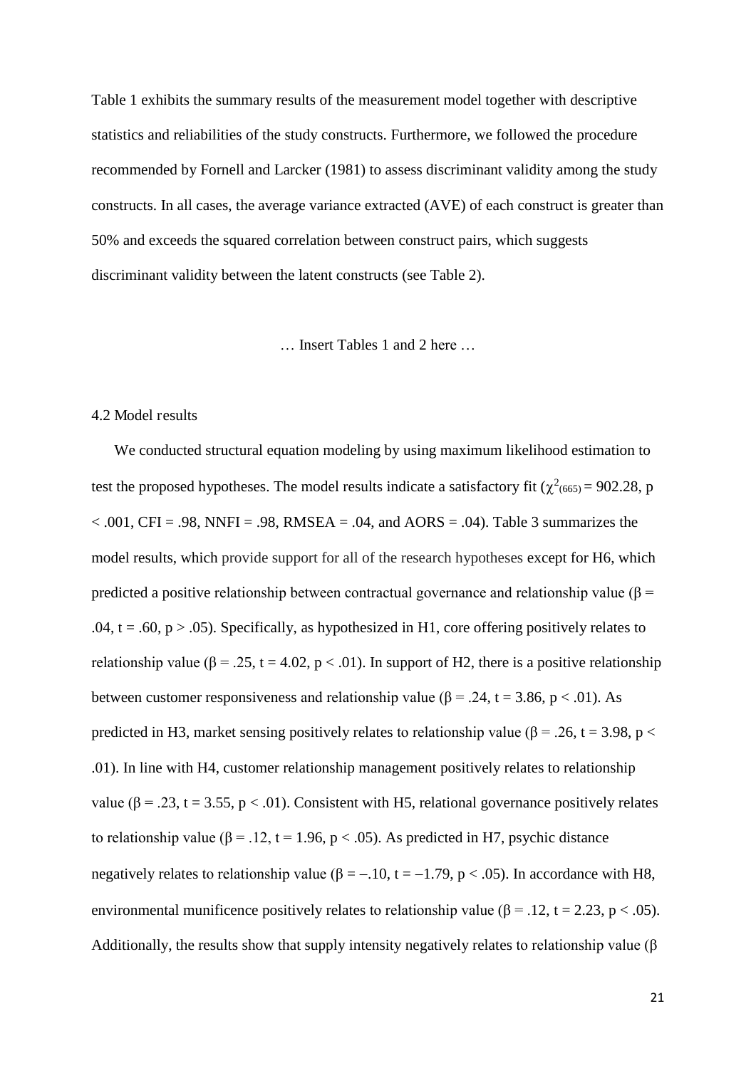Table 1 exhibits the summary results of the measurement model together with descriptive statistics and reliabilities of the study constructs. Furthermore, we followed the procedure recommended by Fornell and Larcker (1981) to assess discriminant validity among the study constructs. In all cases, the average variance extracted (AVE) of each construct is greater than 50% and exceeds the squared correlation between construct pairs, which suggests discriminant validity between the latent constructs (see Table 2).

… Insert Tables 1 and 2 here …

4.2 Model results

We conducted structural equation modeling by using maximum likelihood estimation to test the proposed hypotheses. The model results indicate a satisfactory fit ($\chi^2_{(665)} = 902.28$, $p < .001$, CFI = .98, NNFI = .98, RMSEA = .04, and AORS = .04). Table 3 summarizes the model results, which provide support for all of the research hypotheses except for H6, which predicted a positive relationship between contractual governance and relationship value ($\beta = .04$, $t = .60$, $p > .05$). Specifically, as hypothesized in H1, core offering positively relates to relationship value ($\beta = .25$, $t = 4.02$, $p < .01$). In support of H2, there is a positive relationship between customer responsiveness and relationship value ($\beta = .24$, $t = 3.86$, $p < .01$). As predicted in H3, market sensing positively relates to relationship value ($\beta = .26$, $t = 3.98$, $p < .01$). In line with H4, customer relationship management positively relates to relationship value ($\beta = .23$, $t = 3.55$, $p < .01$). Consistent with H5, relational governance positively relates to relationship value ($\beta = .12$, $t = 1.96$, $p < .05$). As predicted in H7, psychic distance negatively relates to relationship value ($\beta = -.10$, $t = -1.79$, $p < .05$). In accordance with H8, environmental munificence positively relates to relationship value ($\beta = .12$, $t = 2.23$, $p < .05$). Additionally, the results show that supply intensity negatively relates to relationship value ($\beta$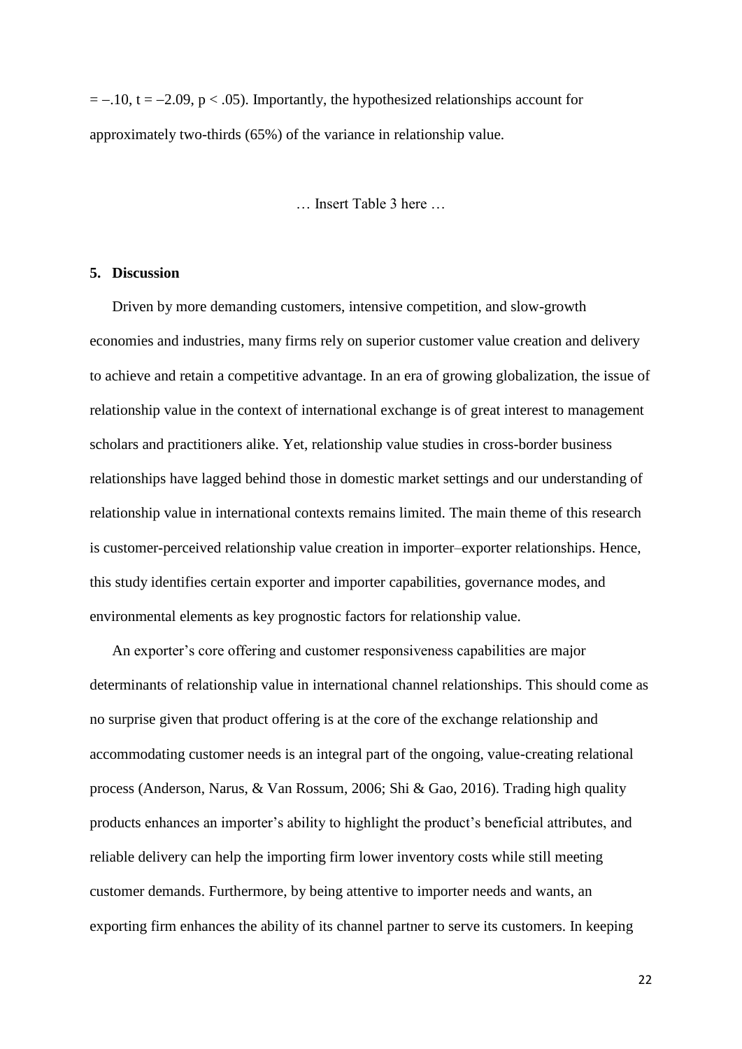$= -.10$, $t = -2.09$, $p < .05$). Importantly, the hypothesized relationships account for approximately two-thirds (65%) of the variance in relationship value.

… Insert Table 3 here …

## 5. Discussion

Driven by more demanding customers, intensive competition, and slow-growth economies and industries, many firms rely on superior customer value creation and delivery to achieve and retain a competitive advantage. In an era of growing globalization, the issue of relationship value in the context of international exchange is of great interest to management scholars and practitioners alike. Yet, relationship value studies in cross-border business relationships have lagged behind those in domestic market settings and our understanding of relationship value in international contexts remains limited. The main theme of this research is customer-perceived relationship value creation in importer–exporter relationships. Hence, this study identifies certain exporter and importer capabilities, governance modes, and environmental elements as key prognostic factors for relationship value.

An exporter's core offering and customer responsiveness capabilities are major determinants of relationship value in international channel relationships. This should come as no surprise given that product offering is at the core of the exchange relationship and accommodating customer needs is an integral part of the ongoing, value-creating relational process (Anderson, Narus, & Van Rossum, 2006; Shi & Gao, 2016). Trading high quality products enhances an importer's ability to highlight the product's beneficial attributes, and reliable delivery can help the importing firm lower inventory costs while still meeting customer demands. Furthermore, by being attentive to importer needs and wants, an exporting firm enhances the ability of its channel partner to serve its customers. In keeping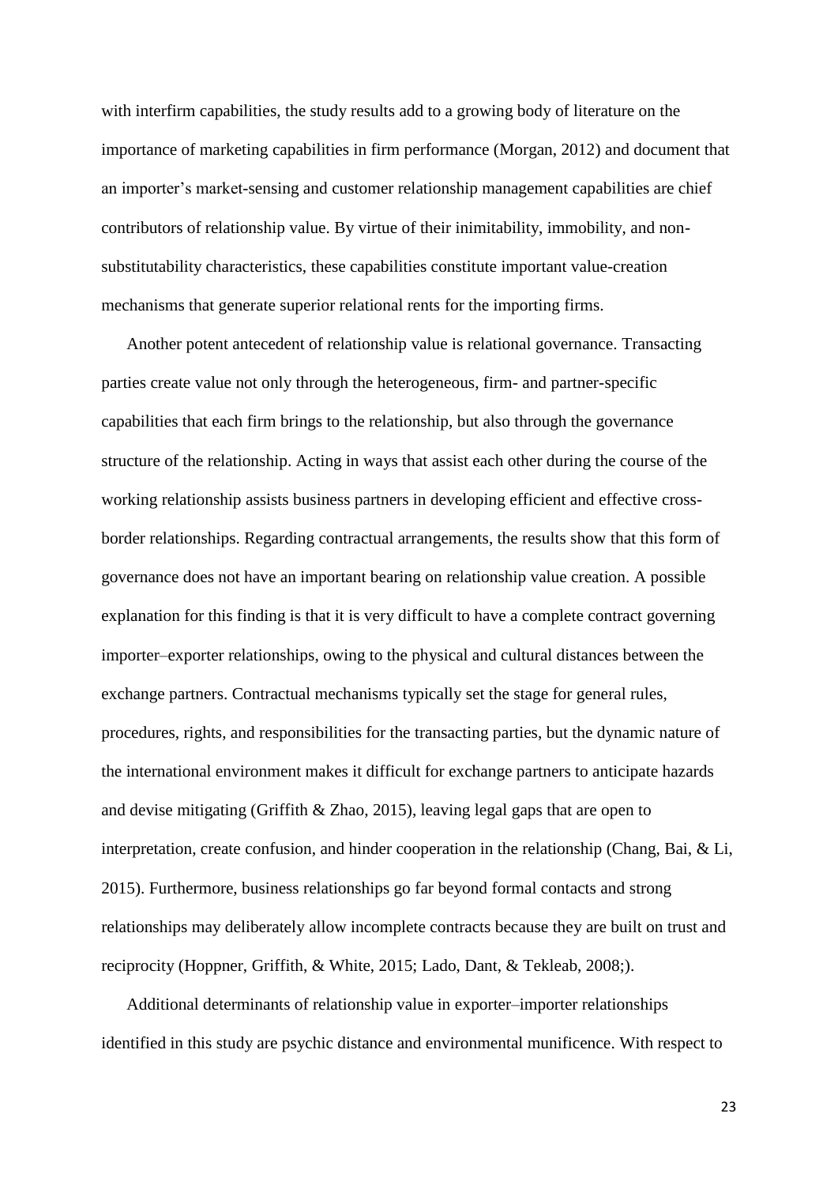with interfirm capabilities, the study results add to a growing body of literature on the importance of marketing capabilities in firm performance (Morgan, 2012) and document that an importer's market-sensing and customer relationship management capabilities are chief contributors of relationship value. By virtue of their inimitability, immobility, and non-substitutability characteristics, these capabilities constitute important value-creation mechanisms that generate superior relational rents for the importing firms.

Another potent antecedent of relationship value is relational governance. Transacting parties create value not only through the heterogeneous, firm- and partner-specific capabilities that each firm brings to the relationship, but also through the governance structure of the relationship. Acting in ways that assist each other during the course of the working relationship assists business partners in developing efficient and effective cross-border relationships. Regarding contractual arrangements, the results show that this form of governance does not have an important bearing on relationship value creation. A possible explanation for this finding is that it is very difficult to have a complete contract governing importer–exporter relationships, owing to the physical and cultural distances between the exchange partners. Contractual mechanisms typically set the stage for general rules, procedures, rights, and responsibilities for the transacting parties, but the dynamic nature of the international environment makes it difficult for exchange partners to anticipate hazards and devise mitigating (Griffith & Zhao, 2015), leaving legal gaps that are open to interpretation, create confusion, and hinder cooperation in the relationship (Chang, Bai, & Li, 2015). Furthermore, business relationships go far beyond formal contacts and strong relationships may deliberately allow incomplete contracts because they are built on trust and reciprocity (Hoppner, Griffith, & White, 2015; Lado, Dant, & Tekleab, 2008;).

Additional determinants of relationship value in exporter–importer relationships identified in this study are psychic distance and environmental munificence. With respect to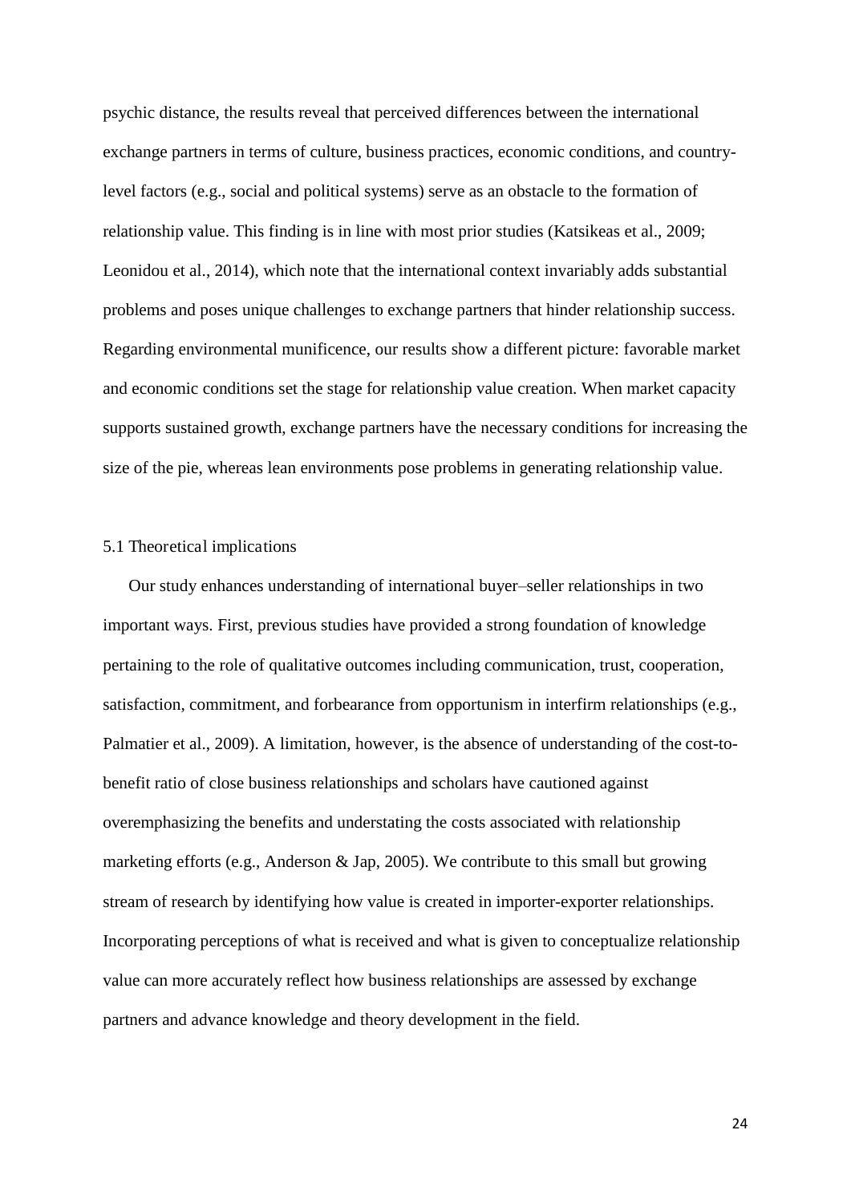psychic distance, the results reveal that perceived differences between the international exchange partners in terms of culture, business practices, economic conditions, and country-level factors (e.g., social and political systems) serve as an obstacle to the formation of relationship value. This finding is in line with most prior studies (Katsikeas et al., 2009; Leonidou et al., 2014), which note that the international context invariably adds substantial problems and poses unique challenges to exchange partners that hinder relationship success. Regarding environmental munificence, our results show a different picture: favorable market and economic conditions set the stage for relationship value creation. When market capacity supports sustained growth, exchange partners have the necessary conditions for increasing the size of the pie, whereas lean environments pose problems in generating relationship value.

### 5.1 Theoretical implications

Our study enhances understanding of international buyer–seller relationships in two important ways. First, previous studies have provided a strong foundation of knowledge pertaining to the role of qualitative outcomes including communication, trust, cooperation, satisfaction, commitment, and forbearance from opportunism in interfirm relationships (e.g., Palmatier et al., 2009). A limitation, however, is the absence of understanding of the cost-to-benefit ratio of close business relationships and scholars have cautioned against overemphasizing the benefits and understating the costs associated with relationship marketing efforts (e.g., Anderson & Jap, 2005). We contribute to this small but growing stream of research by identifying how value is created in importer-exporter relationships. Incorporating perceptions of what is received and what is given to conceptualize relationship value can more accurately reflect how business relationships are assessed by exchange partners and advance knowledge and theory development in the field.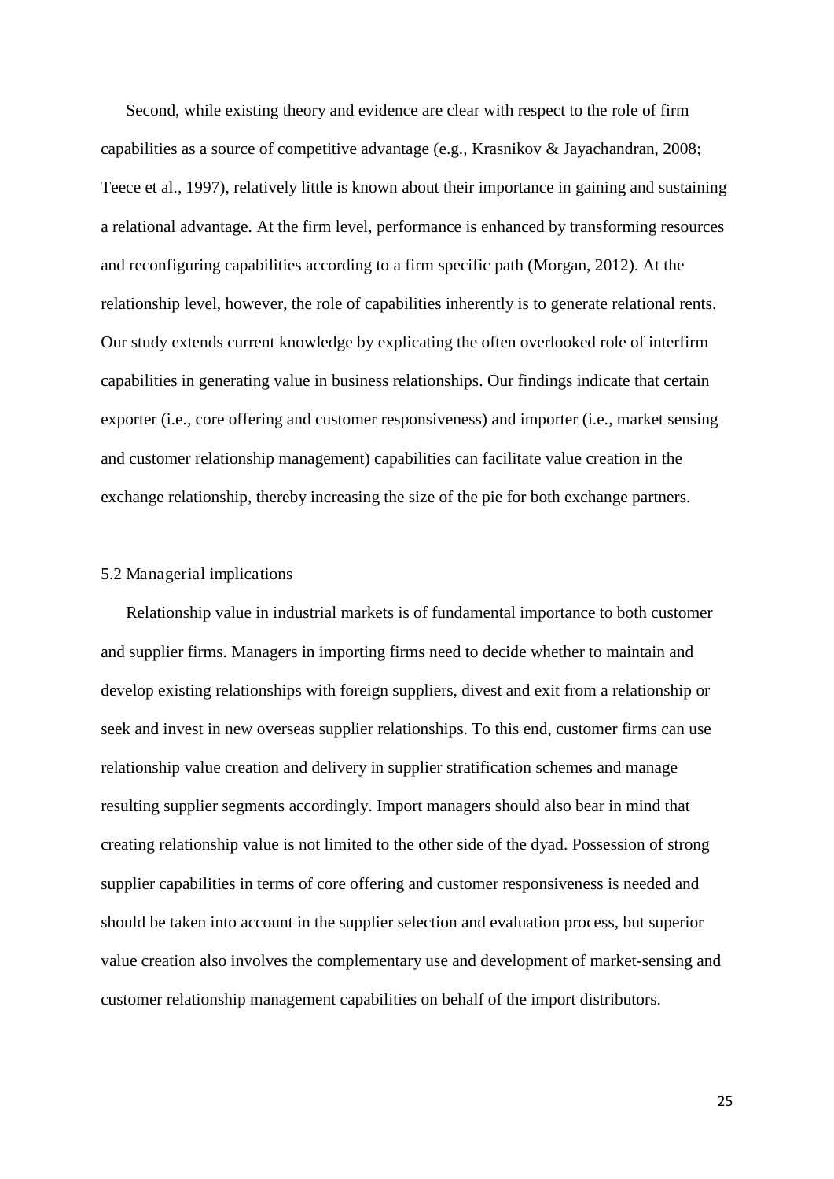Second, while existing theory and evidence are clear with respect to the role of firm capabilities as a source of competitive advantage (e.g., Krasnikov & Jayachandran, 2008; Teece et al., 1997), relatively little is known about their importance in gaining and sustaining a relational advantage. At the firm level, performance is enhanced by transforming resources and reconfiguring capabilities according to a firm specific path (Morgan, 2012). At the relationship level, however, the role of capabilities inherently is to generate relational rents. Our study extends current knowledge by explicating the often overlooked role of interfirm capabilities in generating value in business relationships. Our findings indicate that certain exporter (i.e., core offering and customer responsiveness) and importer (i.e., market sensing and customer relationship management) capabilities can facilitate value creation in the exchange relationship, thereby increasing the size of the pie for both exchange partners.

### 5.2 Managerial implications

Relationship value in industrial markets is of fundamental importance to both customer and supplier firms. Managers in importing firms need to decide whether to maintain and develop existing relationships with foreign suppliers, divest and exit from a relationship or seek and invest in new overseas supplier relationships. To this end, customer firms can use relationship value creation and delivery in supplier stratification schemes and manage resulting supplier segments accordingly. Import managers should also bear in mind that creating relationship value is not limited to the other side of the dyad. Possession of strong supplier capabilities in terms of core offering and customer responsiveness is needed and should be taken into account in the supplier selection and evaluation process, but superior value creation also involves the complementary use and development of market-sensing and customer relationship management capabilities on behalf of the import distributors.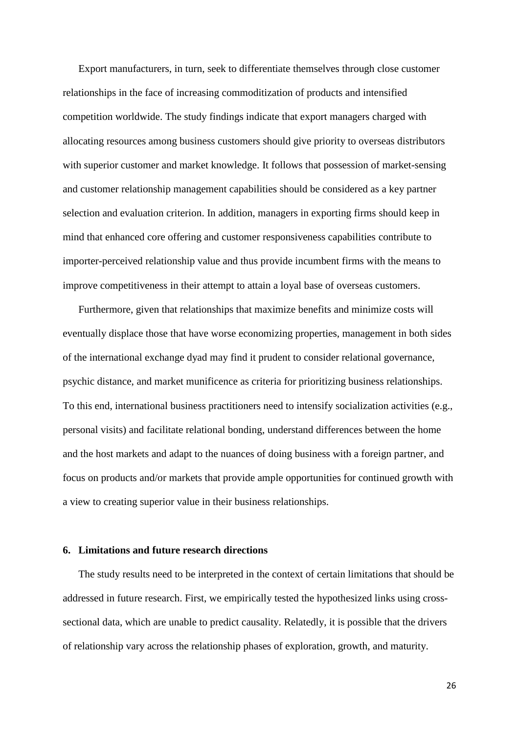Export manufacturers, in turn, seek to differentiate themselves through close customer relationships in the face of increasing commoditization of products and intensified competition worldwide. The study findings indicate that export managers charged with allocating resources among business customers should give priority to overseas distributors with superior customer and market knowledge. It follows that possession of market-sensing and customer relationship management capabilities should be considered as a key partner selection and evaluation criterion. In addition, managers in exporting firms should keep in mind that enhanced core offering and customer responsiveness capabilities contribute to importer-perceived relationship value and thus provide incumbent firms with the means to improve competitiveness in their attempt to attain a loyal base of overseas customers.

Furthermore, given that relationships that maximize benefits and minimize costs will eventually displace those that have worse economizing properties, management in both sides of the international exchange dyad may find it prudent to consider relational governance, psychic distance, and market munificence as criteria for prioritizing business relationships. To this end, international business practitioners need to intensify socialization activities (e.g., personal visits) and facilitate relational bonding, understand differences between the home and the host markets and adapt to the nuances of doing business with a foreign partner, and focus on products and/or markets that provide ample opportunities for continued growth with a view to creating superior value in their business relationships.

## 6. Limitations and future research directions

The study results need to be interpreted in the context of certain limitations that should be addressed in future research. First, we empirically tested the hypothesized links using cross-sectional data, which are unable to predict causality. Relatedly, it is possible that the drivers of relationship vary across the relationship phases of exploration, growth, and maturity.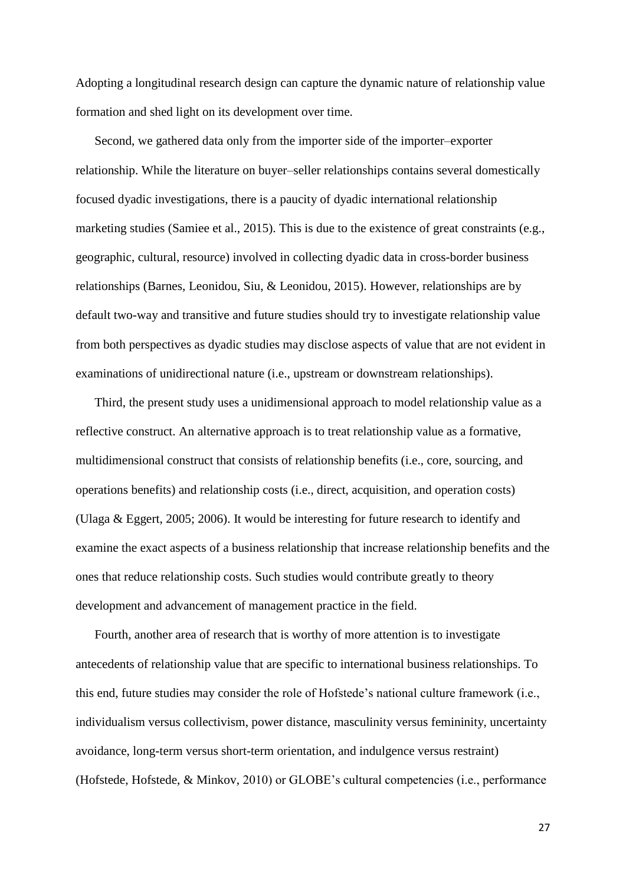Adopting a longitudinal research design can capture the dynamic nature of relationship value formation and shed light on its development over time.

Second, we gathered data only from the importer side of the importer–exporter relationship. While the literature on buyer–seller relationships contains several domestically focused dyadic investigations, there is a paucity of dyadic international relationship marketing studies (Samiee et al., 2015). This is due to the existence of great constraints (e.g., geographic, cultural, resource) involved in collecting dyadic data in cross-border business relationships (Barnes, Leonidou, Siu, & Leonidou, 2015). However, relationships are by default two-way and transitive and future studies should try to investigate relationship value from both perspectives as dyadic studies may disclose aspects of value that are not evident in examinations of unidirectional nature (i.e., upstream or downstream relationships).

Third, the present study uses a unidimensional approach to model relationship value as a reflective construct. An alternative approach is to treat relationship value as a formative, multidimensional construct that consists of relationship benefits (i.e., core, sourcing, and operations benefits) and relationship costs (i.e., direct, acquisition, and operation costs) (Ulaga & Eggert, 2005; 2006). It would be interesting for future research to identify and examine the exact aspects of a business relationship that increase relationship benefits and the ones that reduce relationship costs. Such studies would contribute greatly to theory development and advancement of management practice in the field.

Fourth, another area of research that is worthy of more attention is to investigate antecedents of relationship value that are specific to international business relationships. To this end, future studies may consider the role of Hofstede's national culture framework (i.e., individualism versus collectivism, power distance, masculinity versus femininity, uncertainty avoidance, long-term versus short-term orientation, and indulgence versus restraint) (Hofstede, Hofstede, & Minkov, 2010) or GLOBE's cultural competencies (i.e., performance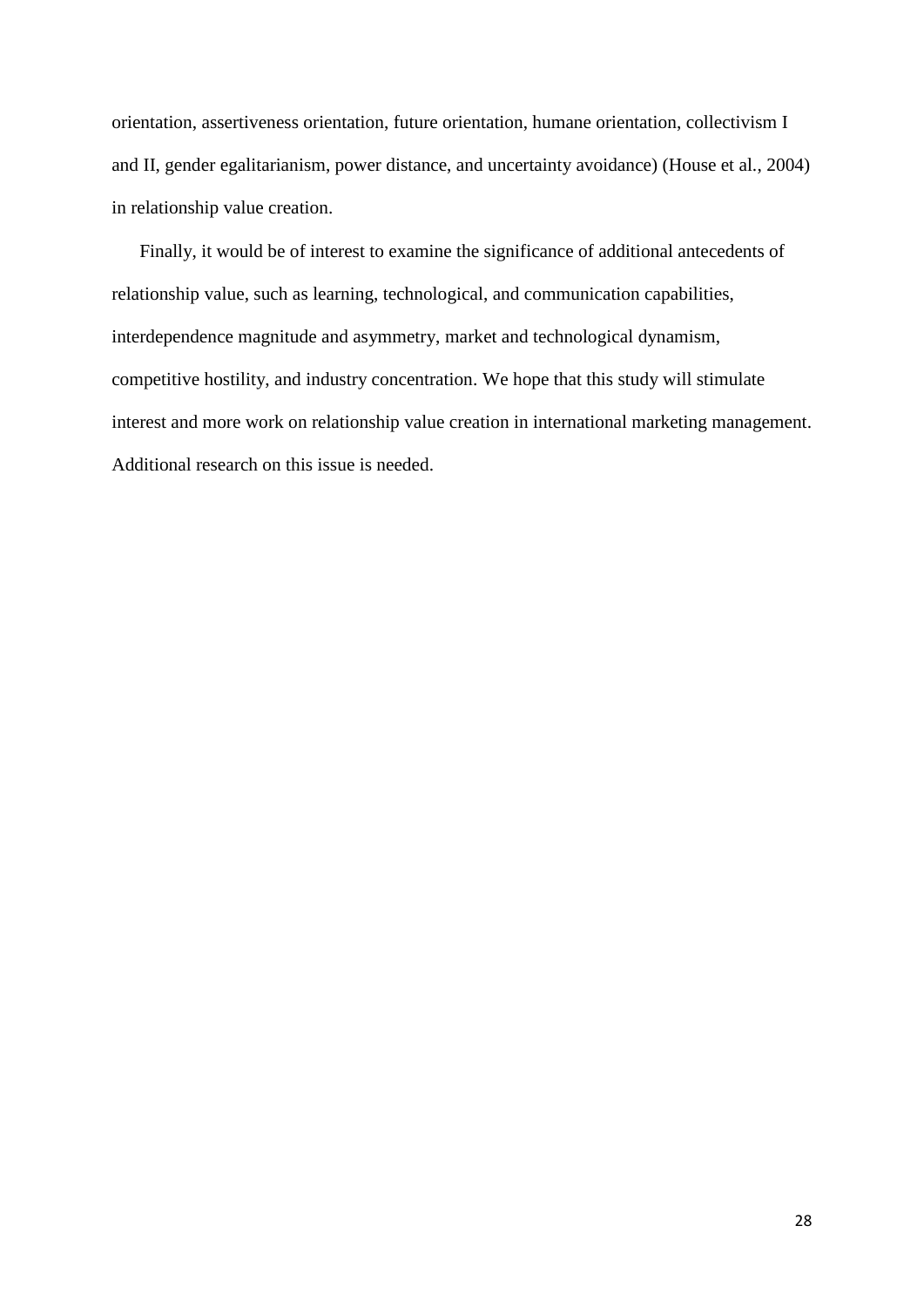orientation, assertiveness orientation, future orientation, humane orientation, collectivism I and II, gender egalitarianism, power distance, and uncertainty avoidance) (House et al., 2004) in relationship value creation.

Finally, it would be of interest to examine the significance of additional antecedents of relationship value, such as learning, technological, and communication capabilities, interdependence magnitude and asymmetry, market and technological dynamism, competitive hostility, and industry concentration. We hope that this study will stimulate interest and more work on relationship value creation in international marketing management. Additional research on this issue is needed.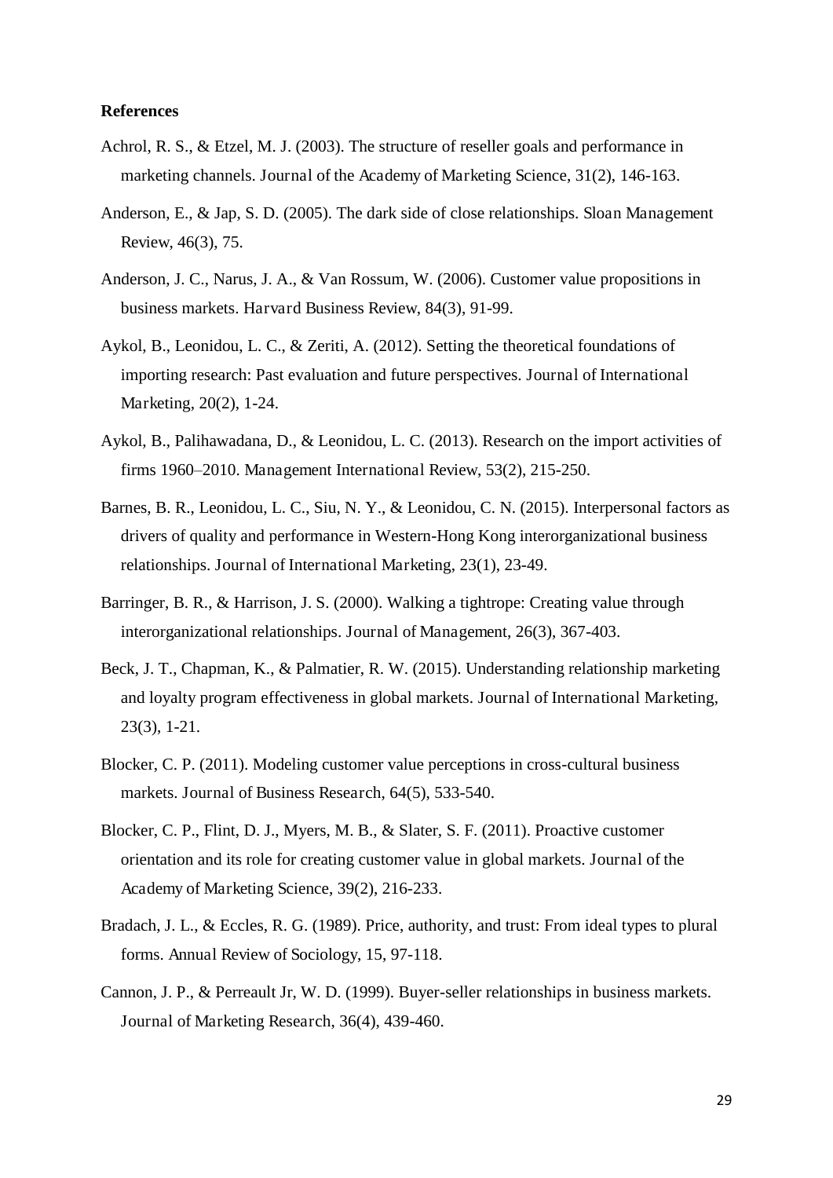**References**

Achrol, R. S., & Etzel, M. J. (2003). The structure of reseller goals and performance in marketing channels. Journal of the Academy of Marketing Science, 31(2), 146-163.

Anderson, E., & Jap, S. D. (2005). The dark side of close relationships. Sloan Management Review, 46(3), 75.

Anderson, J. C., Narus, J. A., & Van Rossum, W. (2006). Customer value propositions in business markets. Harvard Business Review, 84(3), 91-99.

Aykol, B., Leonidou, L. C., & Zeriti, A. (2012). Setting the theoretical foundations of importing research: Past evaluation and future perspectives. Journal of International Marketing, 20(2), 1-24.

Aykol, B., Palihawadana, D., & Leonidou, L. C. (2013). Research on the import activities of firms 1960–2010. Management International Review, 53(2), 215-250.

Barnes, B. R., Leonidou, L. C., Siu, N. Y., & Leonidou, C. N. (2015). Interpersonal factors as drivers of quality and performance in Western-Hong Kong interorganizational business relationships. Journal of International Marketing, 23(1), 23-49.

Barringer, B. R., & Harrison, J. S. (2000). Walking a tightrope: Creating value through interorganizational relationships. Journal of Management, 26(3), 367-403.

Beck, J. T., Chapman, K., & Palmatier, R. W. (2015). Understanding relationship marketing and loyalty program effectiveness in global markets. Journal of International Marketing, 23(3), 1-21.

Blocker, C. P. (2011). Modeling customer value perceptions in cross-cultural business markets. Journal of Business Research, 64(5), 533-540.

Blocker, C. P., Flint, D. J., Myers, M. B., & Slater, S. F. (2011). Proactive customer orientation and its role for creating customer value in global markets. Journal of the Academy of Marketing Science, 39(2), 216-233.

Bradach, J. L., & Eccles, R. G. (1989). Price, authority, and trust: From ideal types to plural forms. Annual Review of Sociology, 15, 97-118.

Cannon, J. P., & Perreault Jr, W. D. (1999). Buyer-seller relationships in business markets. Journal of Marketing Research, 36(4), 439-460.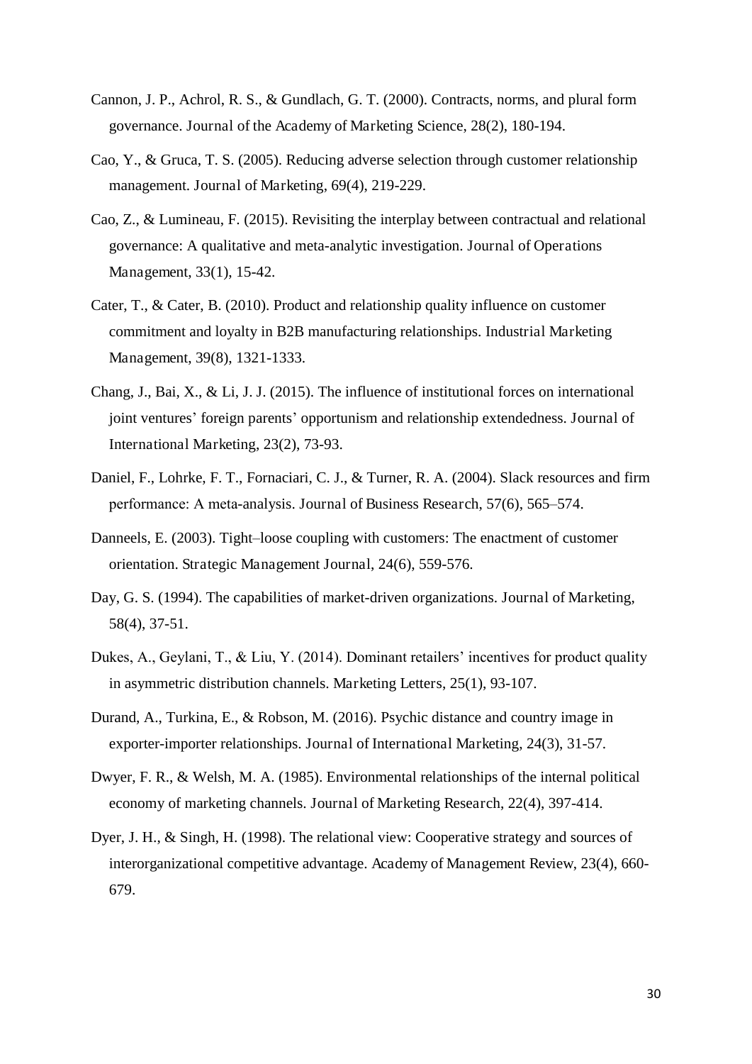Cannon, J. P., Achrol, R. S., & Gundlach, G. T. (2000). Contracts, norms, and plural form governance. Journal of the Academy of Marketing Science, 28(2), 180-194.

Cao, Y., & Gruca, T. S. (2005). Reducing adverse selection through customer relationship management. Journal of Marketing, 69(4), 219-229.

Cao, Z., & Lumineau, F. (2015). Revisiting the interplay between contractual and relational governance: A qualitative and meta-analytic investigation. Journal of Operations Management, 33(1), 15-42.

Cater, T., & Cater, B. (2010). Product and relationship quality influence on customer commitment and loyalty in B2B manufacturing relationships. Industrial Marketing Management, 39(8), 1321-1333.

Chang, J., Bai, X., & Li, J. J. (2015). The influence of institutional forces on international joint ventures' foreign parents' opportunism and relationship extendedness. Journal of International Marketing, 23(2), 73-93.

Daniel, F., Lohrke, F. T., Fornaciari, C. J., & Turner, R. A. (2004). Slack resources and firm performance: A meta-analysis. Journal of Business Research, 57(6), 565–574.

Danneels, E. (2003). Tight–loose coupling with customers: The enactment of customer orientation. Strategic Management Journal, 24(6), 559-576.

Day, G. S. (1994). The capabilities of market-driven organizations. Journal of Marketing, 58(4), 37-51.

Dukes, A., Geylani, T., & Liu, Y. (2014). Dominant retailers' incentives for product quality in asymmetric distribution channels. Marketing Letters, 25(1), 93-107.

Durand, A., Turkina, E., & Robson, M. (2016). Psychic distance and country image in exporter-importer relationships. Journal of International Marketing, 24(3), 31-57.

Dwyer, F. R., & Welsh, M. A. (1985). Environmental relationships of the internal political economy of marketing channels. Journal of Marketing Research, 22(4), 397-414.

Dyer, J. H., & Singh, H. (1998). The relational view: Cooperative strategy and sources of interorganizational competitive advantage. Academy of Management Review, 23(4), 660-679.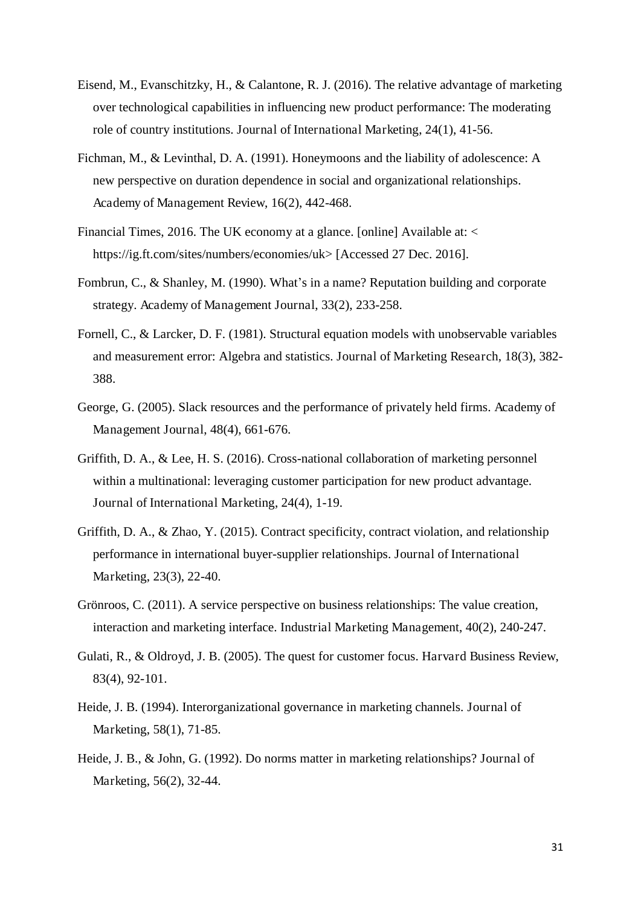Eisend, M., Evanschitzky, H., & Calantone, R. J. (2016). The relative advantage of marketing over technological capabilities in influencing new product performance: The moderating role of country institutions. Journal of International Marketing, 24(1), 41-56.

Fichman, M., & Levinthal, D. A. (1991). Honeymoons and the liability of adolescence: A new perspective on duration dependence in social and organizational relationships. Academy of Management Review, 16(2), 442-468.

Financial Times, 2016. The UK economy at a glance. [online] Available at: < https://ig.ft.com/sites/numbers/economies/uk> [Accessed 27 Dec. 2016].

Fombrun, C., & Shanley, M. (1990). What's in a name? Reputation building and corporate strategy. Academy of Management Journal, 33(2), 233-258.

Fornell, C., & Larcker, D. F. (1981). Structural equation models with unobservable variables and measurement error: Algebra and statistics. Journal of Marketing Research, 18(3), 382-388.

George, G. (2005). Slack resources and the performance of privately held firms. Academy of Management Journal, 48(4), 661-676.

Griffith, D. A., & Lee, H. S. (2016). Cross-national collaboration of marketing personnel within a multinational: leveraging customer participation for new product advantage. Journal of International Marketing, 24(4), 1-19.

Griffith, D. A., & Zhao, Y. (2015). Contract specificity, contract violation, and relationship performance in international buyer-supplier relationships. Journal of International Marketing, 23(3), 22-40.

Grönroos, C. (2011). A service perspective on business relationships: The value creation, interaction and marketing interface. Industrial Marketing Management, 40(2), 240-247.

Gulati, R., & Oldroyd, J. B. (2005). The quest for customer focus. Harvard Business Review, 83(4), 92-101.

Heide, J. B. (1994). Interorganizational governance in marketing channels. Journal of Marketing, 58(1), 71-85.

Heide, J. B., & John, G. (1992). Do norms matter in marketing relationships? Journal of Marketing, 56(2), 32-44.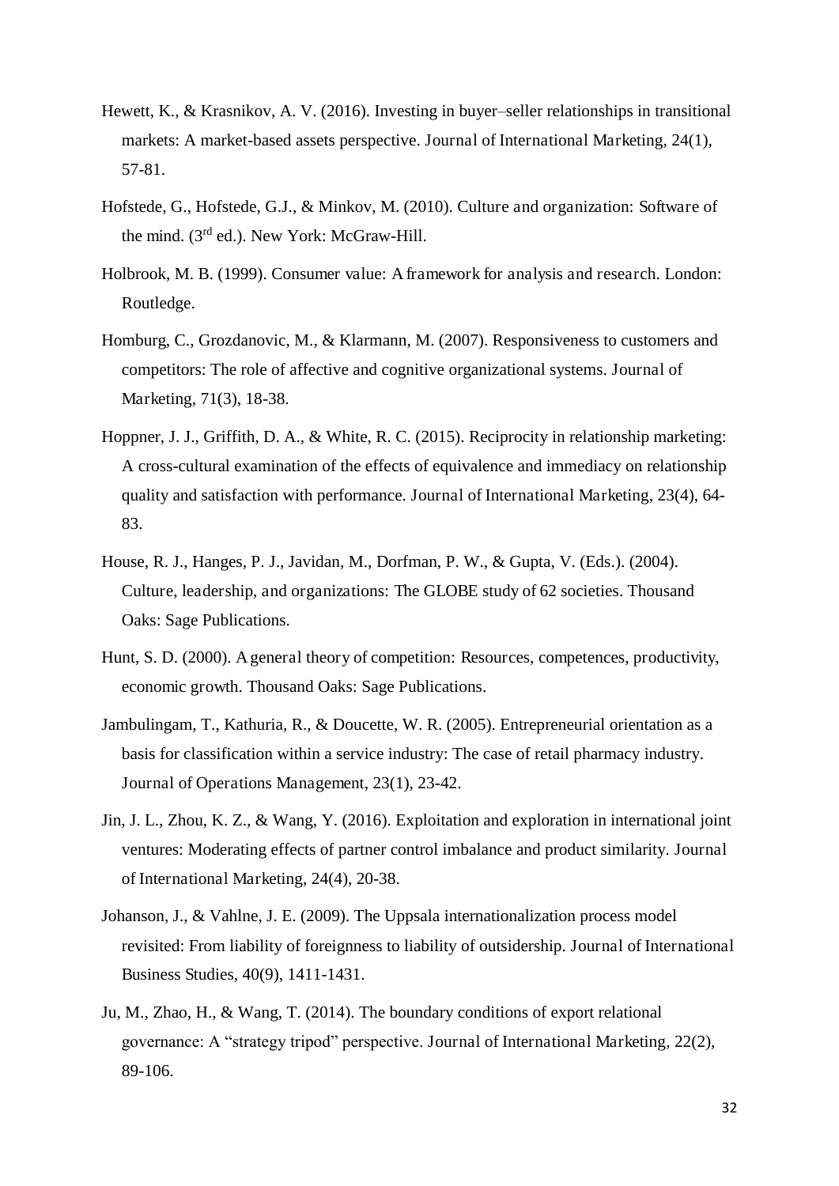Hewett, K., & Krasnikov, A. V. (2016). Investing in buyer–seller relationships in transitional markets: A market-based assets perspective. Journal of International Marketing, 24(1), 57-81.

Hofstede, G., Hofstede, G.J., & Minkov, M. (2010). Culture and organization: Software of the mind. (3rd ed.). New York: McGraw-Hill.

Holbrook, M. B. (1999). Consumer value: A framework for analysis and research. London: Routledge.

Homburg, C., Grozdanovic, M., & Klarmann, M. (2007). Responsiveness to customers and competitors: The role of affective and cognitive organizational systems. Journal of Marketing, 71(3), 18-38.

Hoppner, J. J., Griffith, D. A., & White, R. C. (2015). Reciprocity in relationship marketing: A cross-cultural examination of the effects of equivalence and immediacy on relationship quality and satisfaction with performance. Journal of International Marketing, 23(4), 64-83.

House, R. J., Hanges, P. J., Javidan, M., Dorfman, P. W., & Gupta, V. (Eds.). (2004). Culture, leadership, and organizations: The GLOBE study of 62 societies. Thousand Oaks: Sage Publications.

Hunt, S. D. (2000). A general theory of competition: Resources, competences, productivity, economic growth. Thousand Oaks: Sage Publications.

Jambulingam, T., Kathuria, R., & Doucette, W. R. (2005). Entrepreneurial orientation as a basis for classification within a service industry: The case of retail pharmacy industry. Journal of Operations Management, 23(1), 23-42.

Jin, J. L., Zhou, K. Z., & Wang, Y. (2016). Exploitation and exploration in international joint ventures: Moderating effects of partner control imbalance and product similarity. Journal of International Marketing, 24(4), 20-38.

Johanson, J., & Vahlne, J. E. (2009). The Uppsala internationalization process model revisited: From liability of foreignness to liability of outsidership. Journal of International Business Studies, 40(9), 1411-1431.

Ju, M., Zhao, H., & Wang, T. (2014). The boundary conditions of export relational governance: A "strategy tripod" perspective. Journal of International Marketing, 22(2), 89-106.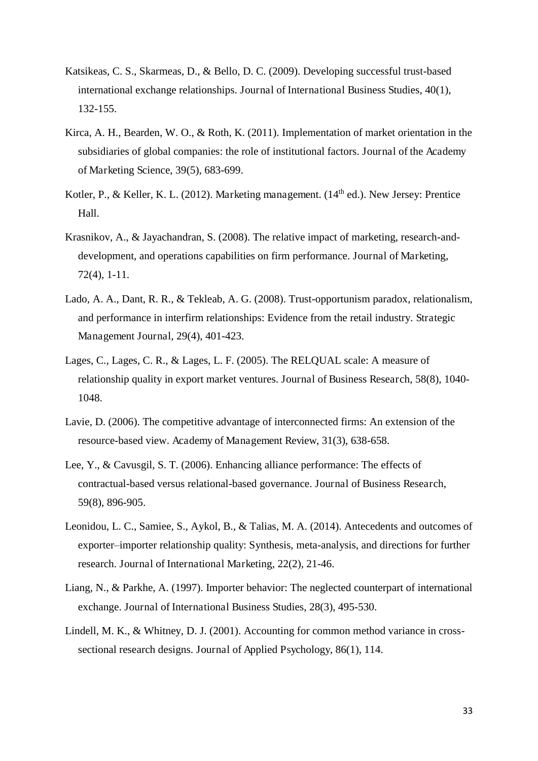Katsikeas, C. S., Skarmeas, D., & Bello, D. C. (2009). Developing successful trust-based international exchange relationships. Journal of International Business Studies, 40(1), 132-155.

Kirca, A. H., Bearden, W. O., & Roth, K. (2011). Implementation of market orientation in the subsidiaries of global companies: the role of institutional factors. Journal of the Academy of Marketing Science, 39(5), 683-699.

Kotler, P., & Keller, K. L. (2012). Marketing management. (14th ed.). New Jersey: Prentice Hall.

Krasnikov, A., & Jayachandran, S. (2008). The relative impact of marketing, research-and-development, and operations capabilities on firm performance. Journal of Marketing, 72(4), 1-11.

Lado, A. A., Dant, R. R., & Tekleab, A. G. (2008). Trust-opportunism paradox, relationalism, and performance in interfirm relationships: Evidence from the retail industry. Strategic Management Journal, 29(4), 401-423.

Lages, C., Lages, C. R., & Lages, L. F. (2005). The RELQUAL scale: A measure of relationship quality in export market ventures. Journal of Business Research, 58(8), 1040-1048.

Lavie, D. (2006). The competitive advantage of interconnected firms: An extension of the resource-based view. Academy of Management Review, 31(3), 638-658.

Lee, Y., & Cavusgil, S. T. (2006). Enhancing alliance performance: The effects of contractual-based versus relational-based governance. Journal of Business Research, 59(8), 896-905.

Leonidou, L. C., Samiee, S., Aykol, B., & Talias, M. A. (2014). Antecedents and outcomes of exporter–importer relationship quality: Synthesis, meta-analysis, and directions for further research. Journal of International Marketing, 22(2), 21-46.

Liang, N., & Parkhe, A. (1997). Importer behavior: The neglected counterpart of international exchange. Journal of International Business Studies, 28(3), 495-530.

Lindell, M. K., & Whitney, D. J. (2001). Accounting for common method variance in cross-sectional research designs. Journal of Applied Psychology, 86(1), 114.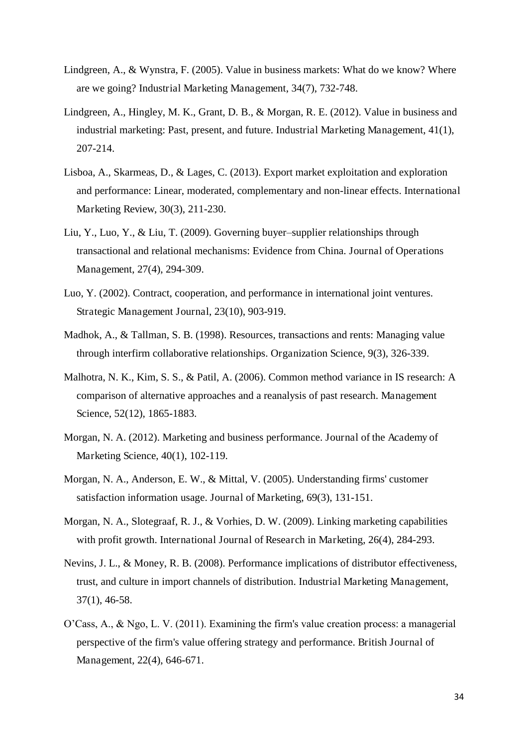Lindgreen, A., & Wynstra, F. (2005). Value in business markets: What do we know? Where are we going? Industrial Marketing Management, 34(7), 732-748.

Lindgreen, A., Hingley, M. K., Grant, D. B., & Morgan, R. E. (2012). Value in business and industrial marketing: Past, present, and future. Industrial Marketing Management, 41(1), 207-214.

Lisboa, A., Skarmeas, D., & Lages, C. (2013). Export market exploitation and exploration and performance: Linear, moderated, complementary and non-linear effects. International Marketing Review, 30(3), 211-230.

Liu, Y., Luo, Y., & Liu, T. (2009). Governing buyer–supplier relationships through transactional and relational mechanisms: Evidence from China. Journal of Operations Management, 27(4), 294-309.

Luo, Y. (2002). Contract, cooperation, and performance in international joint ventures. Strategic Management Journal, 23(10), 903-919.

Madhok, A., & Tallman, S. B. (1998). Resources, transactions and rents: Managing value through interfirm collaborative relationships. Organization Science, 9(3), 326-339.

Malhotra, N. K., Kim, S. S., & Patil, A. (2006). Common method variance in IS research: A comparison of alternative approaches and a reanalysis of past research. Management Science, 52(12), 1865-1883.

Morgan, N. A. (2012). Marketing and business performance. Journal of the Academy of Marketing Science, 40(1), 102-119.

Morgan, N. A., Anderson, E. W., & Mittal, V. (2005). Understanding firms' customer satisfaction information usage. Journal of Marketing, 69(3), 131-151.

Morgan, N. A., Slotegraaf, R. J., & Vorhies, D. W. (2009). Linking marketing capabilities with profit growth. International Journal of Research in Marketing, 26(4), 284-293.

Nevins, J. L., & Money, R. B. (2008). Performance implications of distributor effectiveness, trust, and culture in import channels of distribution. Industrial Marketing Management, 37(1), 46-58.

O'Cass, A., & Ngo, L. V. (2011). Examining the firm's value creation process: a managerial perspective of the firm's value offering strategy and performance. British Journal of Management, 22(4), 646-671.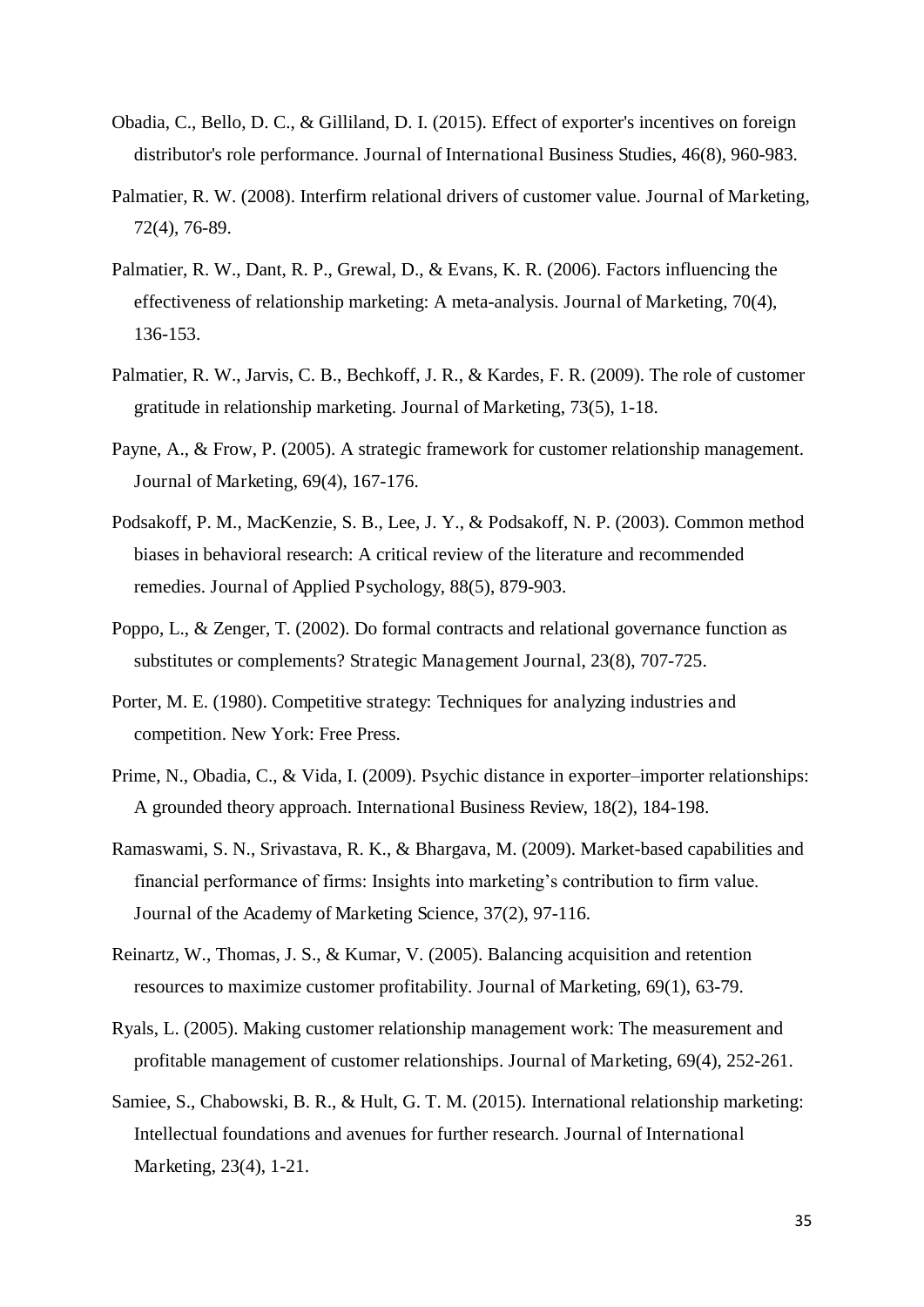Obadia, C., Bello, D. C., & Gilliland, D. I. (2015). Effect of exporter's incentives on foreign distributor's role performance. Journal of International Business Studies, 46(8), 960-983.

Palmatier, R. W. (2008). Interfirm relational drivers of customer value. Journal of Marketing, 72(4), 76-89.

Palmatier, R. W., Dant, R. P., Grewal, D., & Evans, K. R. (2006). Factors influencing the effectiveness of relationship marketing: A meta-analysis. Journal of Marketing, 70(4), 136-153.

Palmatier, R. W., Jarvis, C. B., Bechkoff, J. R., & Kardes, F. R. (2009). The role of customer gratitude in relationship marketing. Journal of Marketing, 73(5), 1-18.

Payne, A., & Frow, P. (2005). A strategic framework for customer relationship management. Journal of Marketing, 69(4), 167-176.

Podsakoff, P. M., MacKenzie, S. B., Lee, J. Y., & Podsakoff, N. P. (2003). Common method biases in behavioral research: A critical review of the literature and recommended remedies. Journal of Applied Psychology, 88(5), 879-903.

Poppo, L., & Zenger, T. (2002). Do formal contracts and relational governance function as substitutes or complements? Strategic Management Journal, 23(8), 707-725.

Porter, M. E. (1980). Competitive strategy: Techniques for analyzing industries and competition. New York: Free Press.

Prime, N., Obadia, C., & Vida, I. (2009). Psychic distance in exporter–importer relationships: A grounded theory approach. International Business Review, 18(2), 184-198.

Ramaswami, S. N., Srivastava, R. K., & Bhargava, M. (2009). Market-based capabilities and financial performance of firms: Insights into marketing's contribution to firm value. Journal of the Academy of Marketing Science, 37(2), 97-116.

Reinartz, W., Thomas, J. S., & Kumar, V. (2005). Balancing acquisition and retention resources to maximize customer profitability. Journal of Marketing, 69(1), 63-79.

Ryals, L. (2005). Making customer relationship management work: The measurement and profitable management of customer relationships. Journal of Marketing, 69(4), 252-261.

Samiee, S., Chabowski, B. R., & Hult, G. T. M. (2015). International relationship marketing: Intellectual foundations and avenues for further research. Journal of International Marketing, 23(4), 1-21.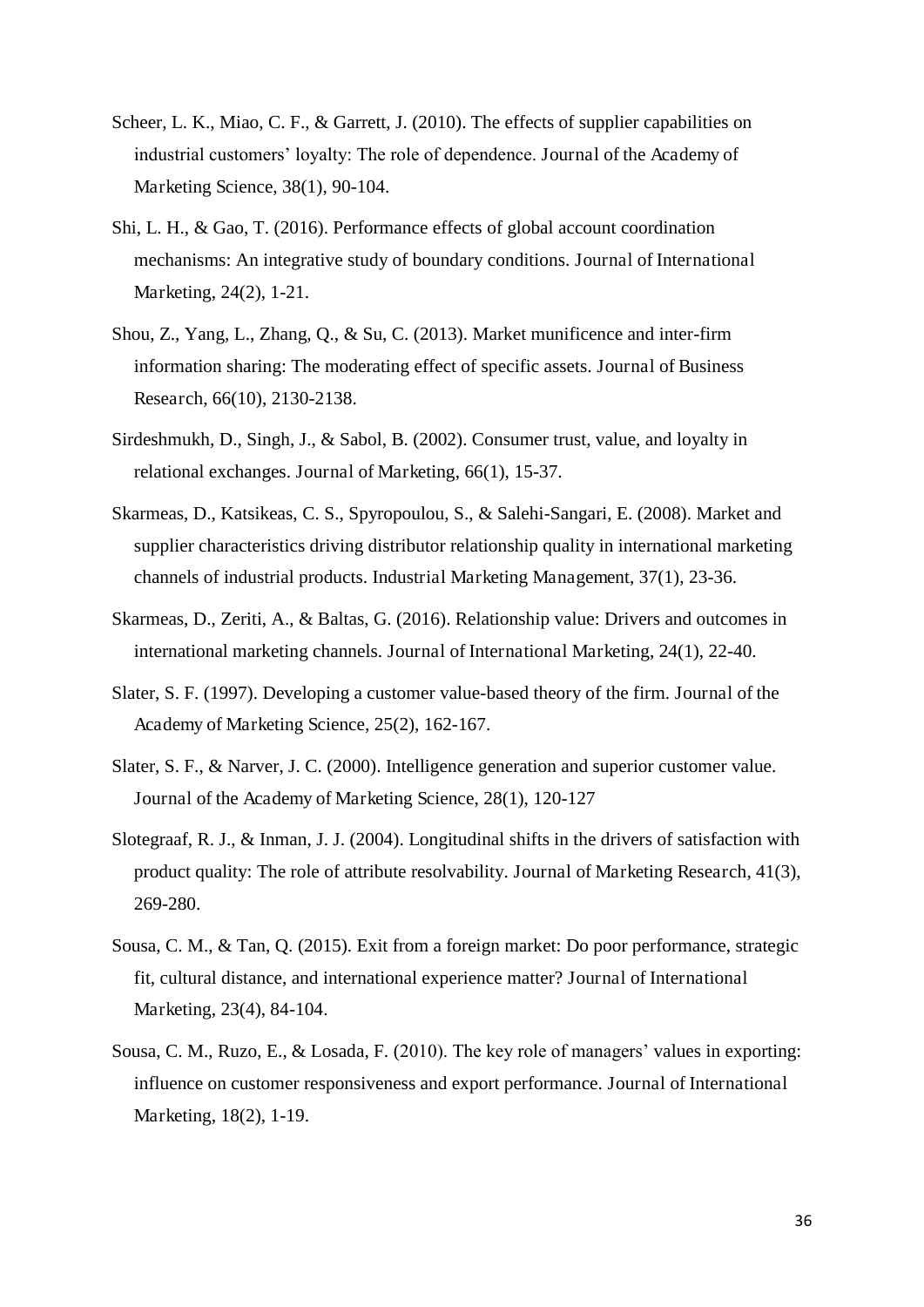Scheer, L. K., Miao, C. F., & Garrett, J. (2010). The effects of supplier capabilities on industrial customers' loyalty: The role of dependence. Journal of the Academy of Marketing Science, 38(1), 90-104.

Shi, L. H., & Gao, T. (2016). Performance effects of global account coordination mechanisms: An integrative study of boundary conditions. Journal of International Marketing, 24(2), 1-21.

Shou, Z., Yang, L., Zhang, Q., & Su, C. (2013). Market munificence and inter-firm information sharing: The moderating effect of specific assets. Journal of Business Research, 66(10), 2130-2138.

Sirdeshmukh, D., Singh, J., & Sabol, B. (2002). Consumer trust, value, and loyalty in relational exchanges. Journal of Marketing, 66(1), 15-37.

Skarmeas, D., Katsikeas, C. S., Spyropoulou, S., & Salehi-Sangari, E. (2008). Market and supplier characteristics driving distributor relationship quality in international marketing channels of industrial products. Industrial Marketing Management, 37(1), 23-36.

Skarmeas, D., Zeriti, A., & Baltas, G. (2016). Relationship value: Drivers and outcomes in international marketing channels. Journal of International Marketing, 24(1), 22-40.

Slater, S. F. (1997). Developing a customer value-based theory of the firm. Journal of the Academy of Marketing Science, 25(2), 162-167.

Slater, S. F., & Narver, J. C. (2000). Intelligence generation and superior customer value. Journal of the Academy of Marketing Science, 28(1), 120-127

Slotegraaf, R. J., & Inman, J. J. (2004). Longitudinal shifts in the drivers of satisfaction with product quality: The role of attribute resolvability. Journal of Marketing Research, 41(3), 269-280.

Sousa, C. M., & Tan, Q. (2015). Exit from a foreign market: Do poor performance, strategic fit, cultural distance, and international experience matter? Journal of International Marketing, 23(4), 84-104.

Sousa, C. M., Ruzo, E., & Losada, F. (2010). The key role of managers' values in exporting: influence on customer responsiveness and export performance. Journal of International Marketing, 18(2), 1-19.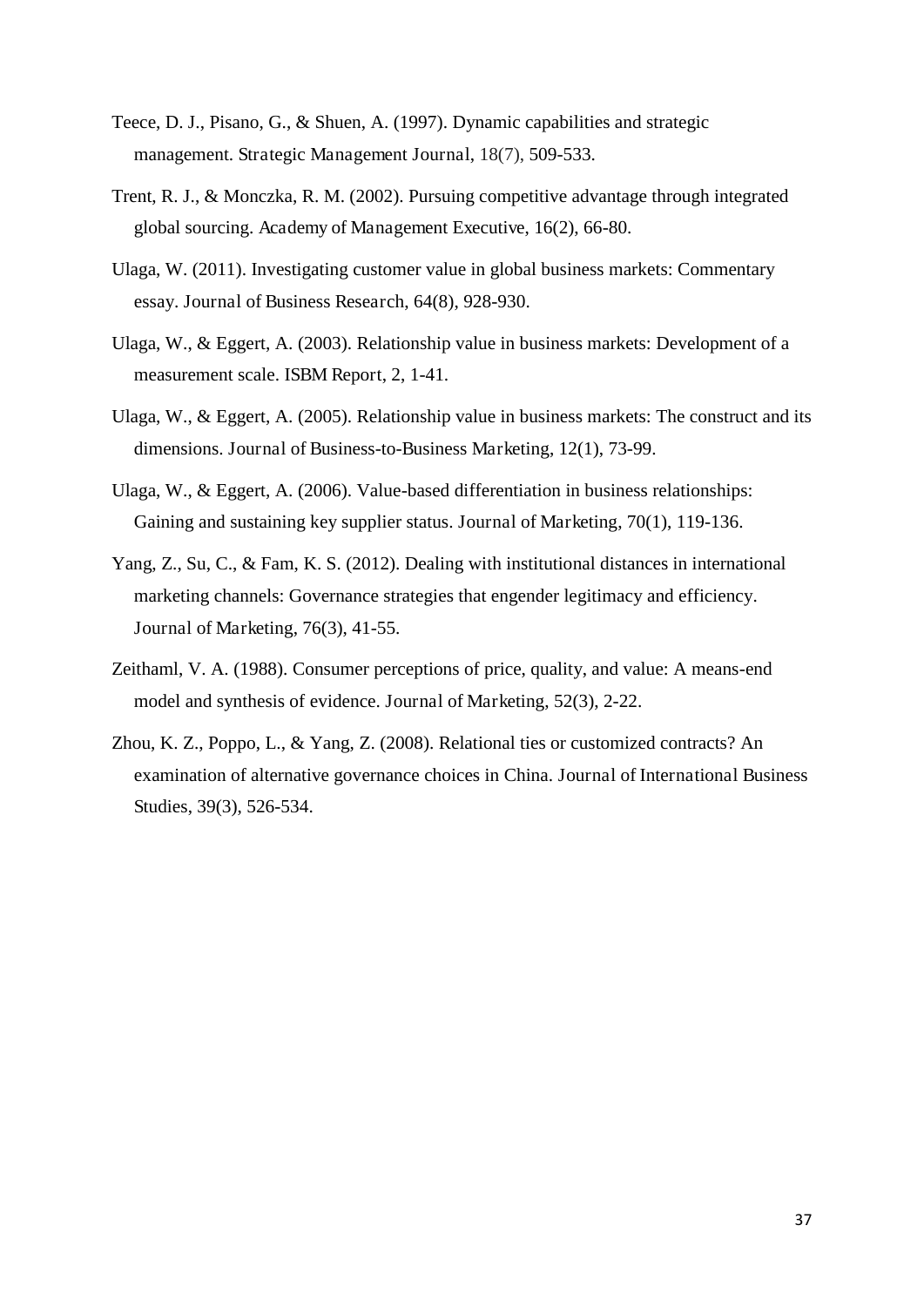Teece, D. J., Pisano, G., & Shuen, A. (1997). Dynamic capabilities and strategic management. Strategic Management Journal, 18(7), 509-533.

Trent, R. J., & Monczka, R. M. (2002). Pursuing competitive advantage through integrated global sourcing. Academy of Management Executive, 16(2), 66-80.

Ulaga, W. (2011). Investigating customer value in global business markets: Commentary essay. Journal of Business Research, 64(8), 928-930.

Ulaga, W., & Eggert, A. (2003). Relationship value in business markets: Development of a measurement scale. ISBM Report, 2, 1-41.

Ulaga, W., & Eggert, A. (2005). Relationship value in business markets: The construct and its dimensions. Journal of Business-to-Business Marketing, 12(1), 73-99.

Ulaga, W., & Eggert, A. (2006). Value-based differentiation in business relationships: Gaining and sustaining key supplier status. Journal of Marketing, 70(1), 119-136.

Yang, Z., Su, C., & Fam, K. S. (2012). Dealing with institutional distances in international marketing channels: Governance strategies that engender legitimacy and efficiency. Journal of Marketing, 76(3), 41-55.

Zeithaml, V. A. (1988). Consumer perceptions of price, quality, and value: A means-end model and synthesis of evidence. Journal of Marketing, 52(3), 2-22.

Zhou, K. Z., Poppo, L., & Yang, Z. (2008). Relational ties or customized contracts? An examination of alternative governance choices in China. Journal of International Business Studies, 39(3), 526-534.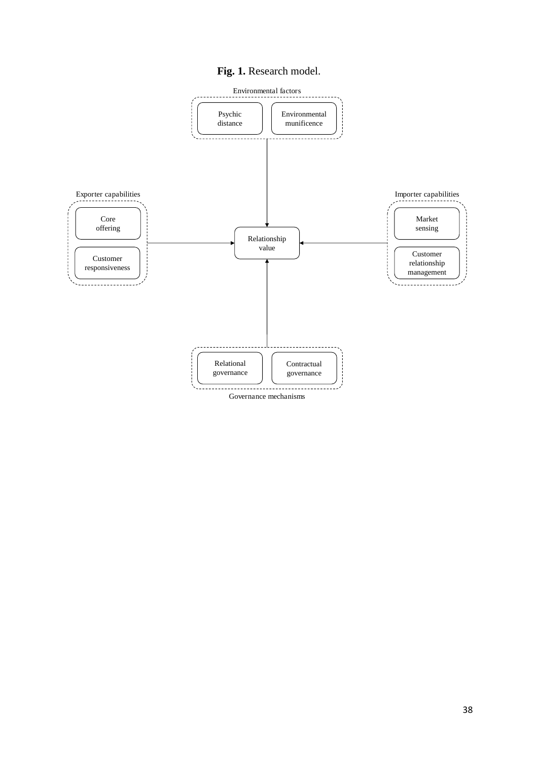**Fig. 1.** Research model.

Environmental factors

Psychic distance

Environmental munificence

Exporter capabilities

Core offering

Customer responsiveness

Relationship value

Importer capabilities

Market sensing

Customer relationship management

Relational governance

Contractual governance

Governance mechanisms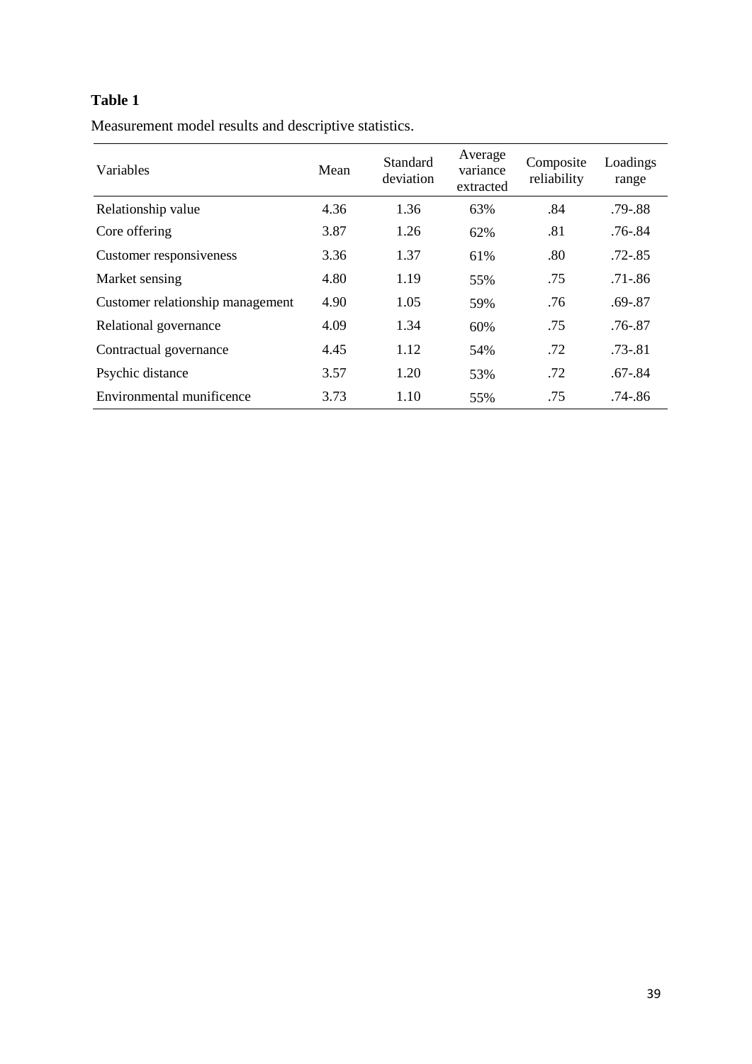**Table 1**

Measurement model results and descriptive statistics.

| Variables | Mean | Standard deviation | Average variance extracted | Composite reliability | Loadings range |
|---|---|---|---|---|---|
| Relationship value | 4.36 | 1.36 | 63% | .84 | .79-.88 |
| Core offering | 3.87 | 1.26 | 62% | .81 | .76-.84 |
| Customer responsiveness | 3.36 | 1.37 | 61% | .80 | .72-.85 |
| Market sensing | 4.80 | 1.19 | 55% | .75 | .71-.86 |
| Customer relationship management | 4.90 | 1.05 | 59% | .76 | .69-.87 |
| Relational governance | 4.09 | 1.34 | 60% | .75 | .76-.87 |
| Contractual governance | 4.45 | 1.12 | 54% | .72 | .73-.81 |
| Psychic distance | 3.57 | 1.20 | 53% | .72 | .67-.84 |
| Environmental munificence | 3.73 | 1.10 | 55% | .75 | .74-.86 |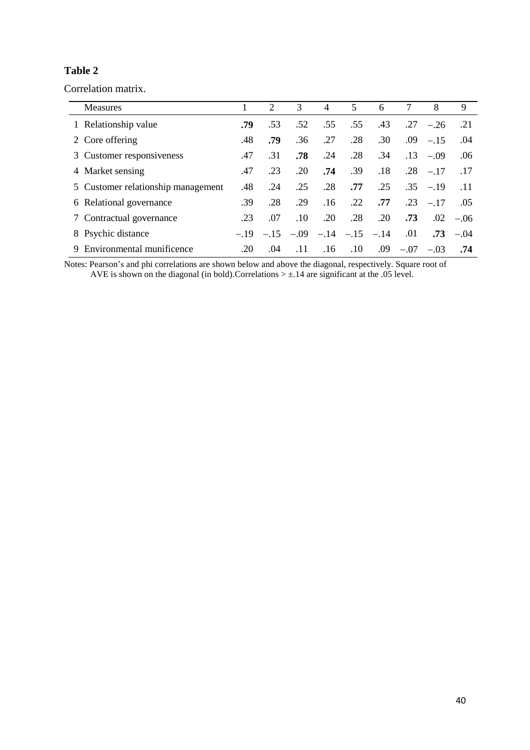**Table 2**

Correlation matrix.

| Measures | 1 | 2 | 3 | 4 | 5 | 6 | 7 | 8 | 9 |
|---|---|---|---|---|---|---|---|---|---|
| 1 Relationship value | **.79** | .53 | .52 | .55 | .55 | .43 | .27 | −.26 | .21 |
| 2 Core offering | .48 | **.79** | .36 | .27 | .28 | .30 | .09 | −.15 | .04 |
| 3 Customer responsiveness | .47 | .31 | **.78** | .24 | .28 | .34 | .13 | −.09 | .06 |
| 4 Market sensing | .47 | .23 | .20 | **.74** | .39 | .18 | .28 | −.17 | .17 |
| 5 Customer relationship management | .48 | .24 | .25 | .28 | **.77** | .25 | .35 | −.19 | .11 |
| 6 Relational governance | .39 | .28 | .29 | .16 | .22 | **.77** | .23 | −.17 | .05 |
| 7 Contractual governance | .23 | .07 | .10 | .20 | .28 | .20 | **.73** | .02 | −.06 |
| 8 Psychic distance | −.19 | −.15 | −.09 | −.14 | −.15 | −.14 | .01 | **.73** | −.04 |
| 9 Environmental munificence | .20 | .04 | .11 | .16 | .10 | .09 | −.07 | −.03 | **.74** |

Notes: Pearson's and phi correlations are shown below and above the diagonal, respectively. Square root of AVE is shown on the diagonal (in bold).Correlations > ±.14 are significant at the .05 level.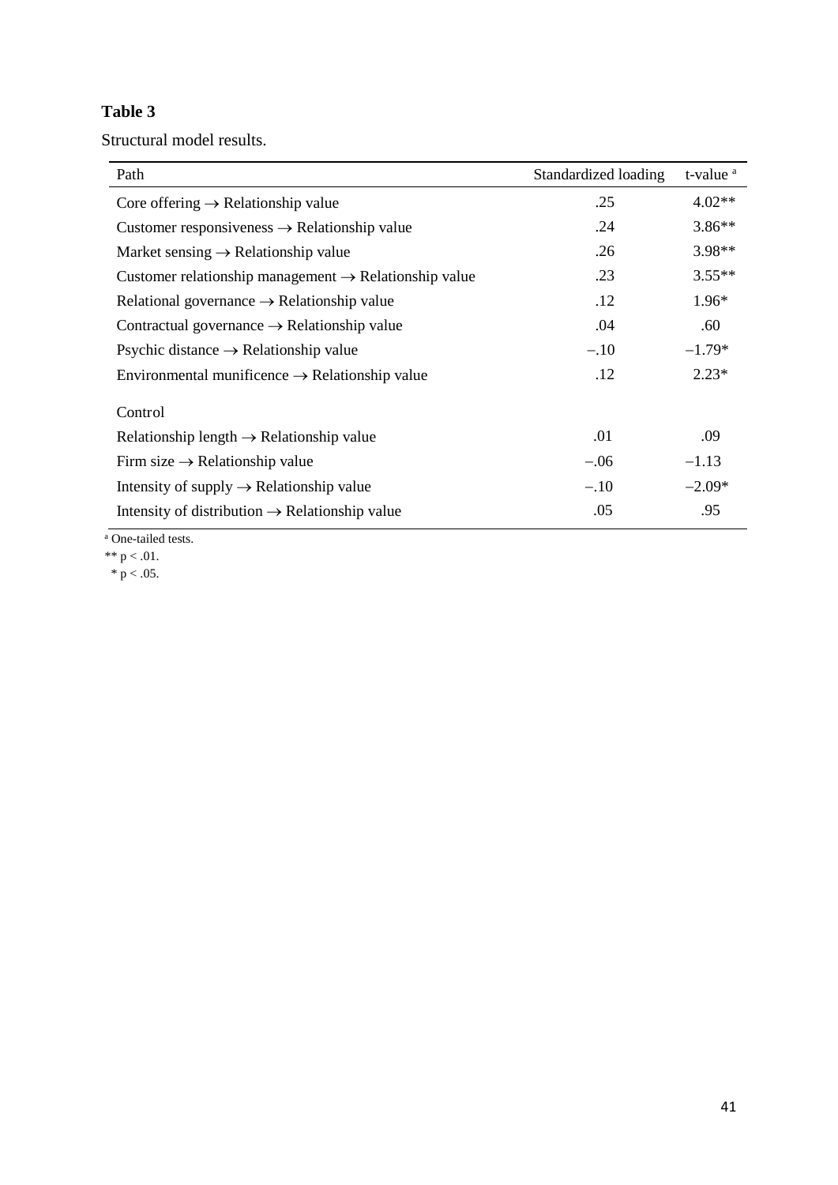**Table 3**

Structural model results.

| Path | Standardized loading | t-value [a] |
|---|---|---|
| Core offering → Relationship value | .25 | 4.02** |
| Customer responsiveness → Relationship value | .24 | 3.86** |
| Market sensing → Relationship value | .26 | 3.98** |
| Customer relationship management → Relationship value | .23 | 3.55** |
| Relational governance → Relationship value | .12 | 1.96* |
| Contractual governance → Relationship value | .04 | .60 |
| Psychic distance → Relationship value | −.10 | −1.79* |
| Environmental munificence → Relationship value | .12 | 2.23* |
| Control | | |
| Relationship length → Relationship value | .01 | .09 |
| Firm size → Relationship value | −.06 | −1.13 |
| Intensity of supply → Relationship value | −.10 | −2.09* |
| Intensity of distribution → Relationship value | .05 | .95 |

[a] One-tailed tests.

** $p < .01$.

* $p < .05$.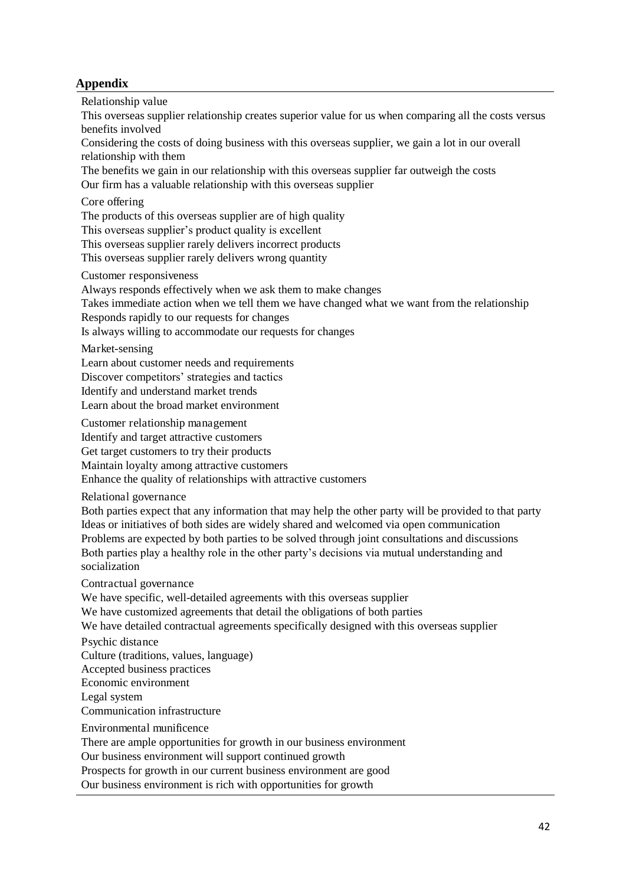## Appendix

Relationship value

This overseas supplier relationship creates superior value for us when comparing all the costs versus benefits involved

Considering the costs of doing business with this overseas supplier, we gain a lot in our overall relationship with them

The benefits we gain in our relationship with this overseas supplier far outweigh the costs

Our firm has a valuable relationship with this overseas supplier

Core offering

The products of this overseas supplier are of high quality

This overseas supplier's product quality is excellent

This overseas supplier rarely delivers incorrect products

This overseas supplier rarely delivers wrong quantity

Customer responsiveness

Always responds effectively when we ask them to make changes

Takes immediate action when we tell them we have changed what we want from the relationship

Responds rapidly to our requests for changes

Is always willing to accommodate our requests for changes

Market-sensing

Learn about customer needs and requirements

Discover competitors' strategies and tactics

Identify and understand market trends

Learn about the broad market environment

Customer relationship management

Identify and target attractive customers

Get target customers to try their products

Maintain loyalty among attractive customers

Enhance the quality of relationships with attractive customers

Relational governance

Both parties expect that any information that may help the other party will be provided to that party

Ideas or initiatives of both sides are widely shared and welcomed via open communication

Problems are expected by both parties to be solved through joint consultations and discussions

Both parties play a healthy role in the other party's decisions via mutual understanding and socialization

Contractual governance

We have specific, well-detailed agreements with this overseas supplier

We have customized agreements that detail the obligations of both parties

We have detailed contractual agreements specifically designed with this overseas supplier

Psychic distance

Culture (traditions, values, language)

Accepted business practices

Economic environment

Legal system

Communication infrastructure

Environmental munificence

There are ample opportunities for growth in our business environment

Our business environment will support continued growth

Prospects for growth in our current business environment are good

Our business environment is rich with opportunities for growth